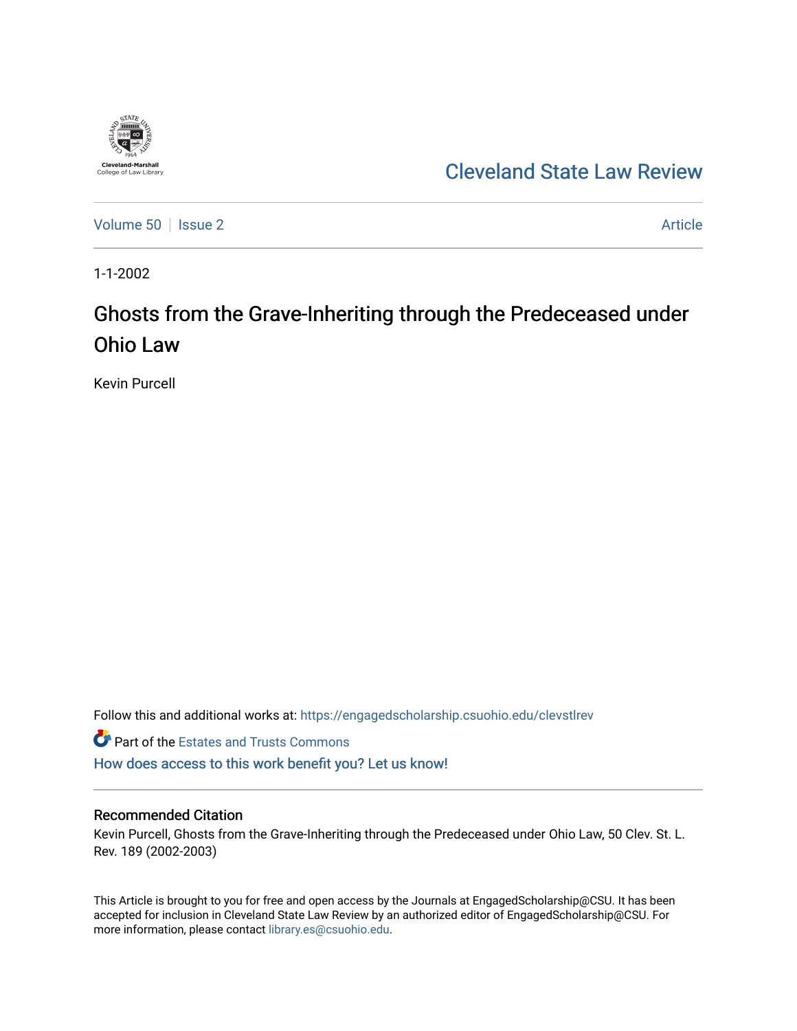Cleveland-Marshall College of Law Library

# Cleveland State Law Review

Volume 50 | Issue 2 | Article

1-1-2002

# Ghosts from the Grave-Inheriting through the Predeceased under Ohio Law

Kevin Purcell

Follow this and additional works at: https://engagedscholarship.csuohio.edu/clevstlrev

Part of the Estates and Trusts Commons

How does access to this work benefit you? Let us know!

## Recommended Citation

Kevin Purcell, Ghosts from the Grave-Inheriting through the Predeceased under Ohio Law, 50 Clev. St. L. Rev. 189 (2002-2003)

This Article is brought to you for free and open access by the Journals at EngagedScholarship@CSU. It has been accepted for inclusion in Cleveland State Law Review by an authorized editor of EngagedScholarship@CSU. For more information, please contact library.es@csuohio.edu.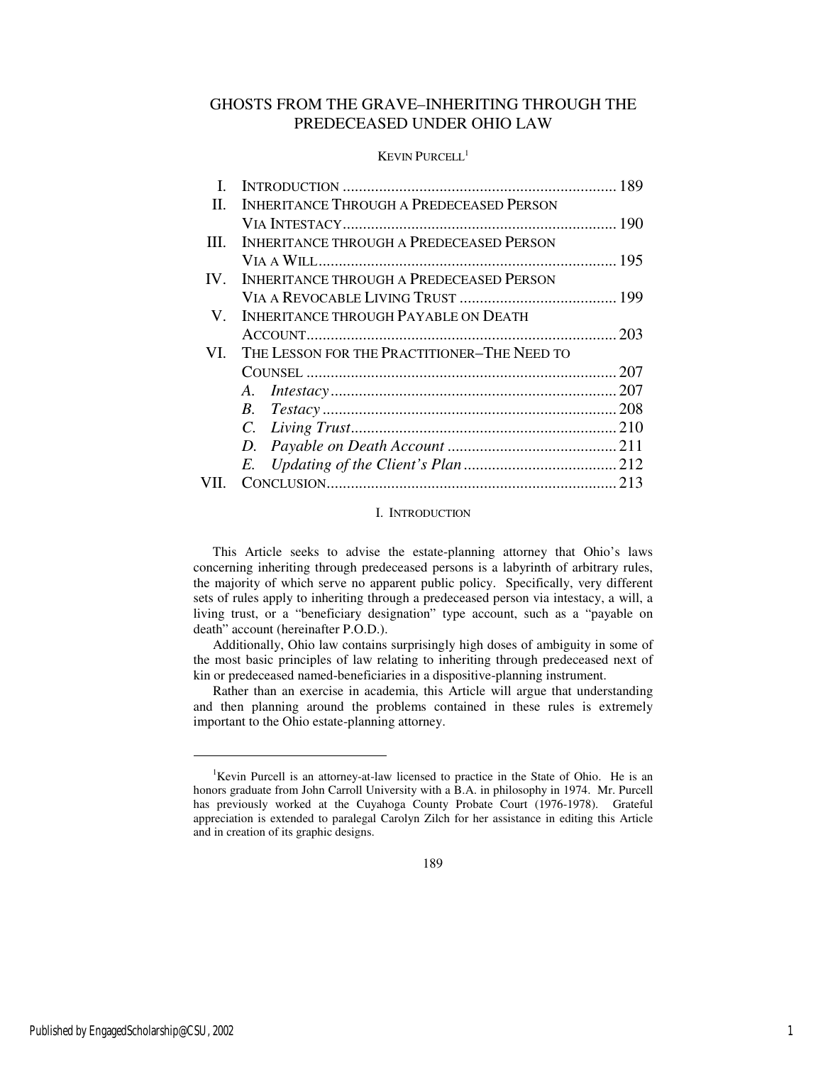# GHOSTS FROM THE GRAVE–INHERITING THROUGH THE PREDECEASED UNDER OHIO LAW

KEVIN PURCELL[1]

| | | |
|---|---|---|
| I. | INTRODUCTION | 189 |
| II. | INHERITANCE THROUGH A PREDECEASED PERSON VIA INTESTACY | 190 |
| III. | INHERITANCE THROUGH A PREDECEASED PERSON VIA A WILL | 195 |
| IV. | INHERITANCE THROUGH A PREDECEASED PERSON VIA A REVOCABLE LIVING TRUST | 199 |
| V. | INHERITANCE THROUGH PAYABLE ON DEATH ACCOUNT | 203 |
| VI. | THE LESSON FOR THE PRACTITIONER–THE NEED TO COUNSEL | 207 |
| | *A. Intestacy* | 207 |
| | *B. Testacy* | 208 |
| | *C. Living Trust* | 210 |
| | *D. Payable on Death Account* | 211 |
| | *E. Updating of the Client's Plan* | 212 |
| VII. | CONCLUSION | 213 |

## I. INTRODUCTION

This Article seeks to advise the estate-planning attorney that Ohio's laws concerning inheriting through predeceased persons is a labyrinth of arbitrary rules, the majority of which serve no apparent public policy. Specifically, very different sets of rules apply to inheriting through a predeceased person via intestacy, a will, a living trust, or a "beneficiary designation" type account, such as a "payable on death" account (hereinafter P.O.D.).

Additionally, Ohio law contains surprisingly high doses of ambiguity in some of the most basic principles of law relating to inheriting through predeceased next of kin or predeceased named-beneficiaries in a dispositive-planning instrument.

Rather than an exercise in academia, this Article will argue that understanding and then planning around the problems contained in these rules is extremely important to the Ohio estate-planning attorney.

---

[1] Kevin Purcell is an attorney-at-law licensed to practice in the State of Ohio. He is an honors graduate from John Carroll University with a B.A. in philosophy in 1974. Mr. Purcell has previously worked at the Cuyahoga County Probate Court (1976-1978). Grateful appreciation is extended to paralegal Carolyn Zilch for her assistance in editing this Article and in creation of its graphic designs.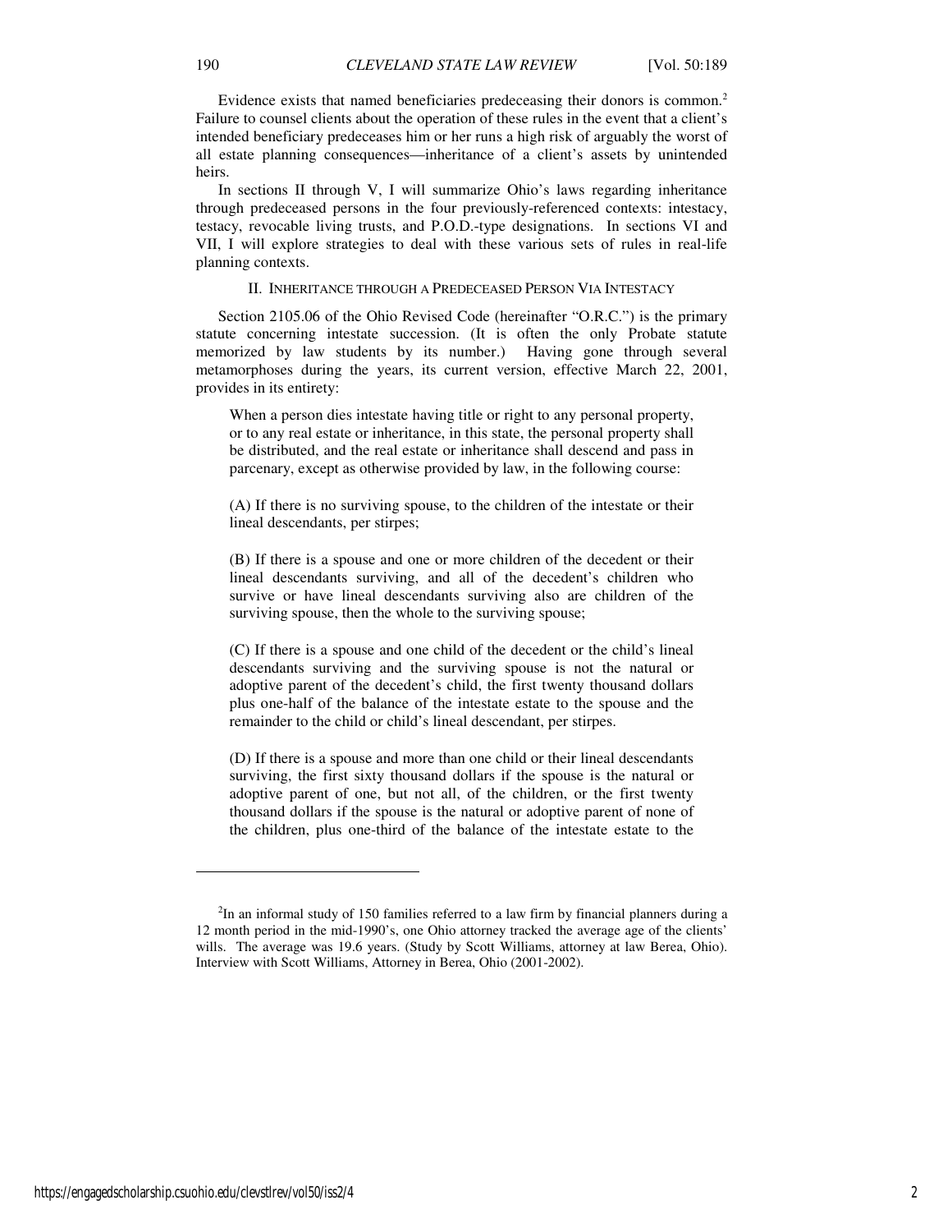Evidence exists that named beneficiaries predeceasing their donors is common.[2] Failure to counsel clients about the operation of these rules in the event that a client's intended beneficiary predeceases him or her runs a high risk of arguably the worst of all estate planning consequences—inheritance of a client's assets by unintended heirs.

In sections II through V, I will summarize Ohio's laws regarding inheritance through predeceased persons in the four previously-referenced contexts: intestacy, testacy, revocable living trusts, and P.O.D.-type designations. In sections VI and VII, I will explore strategies to deal with these various sets of rules in real-life planning contexts.

## II. Inheritance through a Predeceased Person Via Intestacy

Section 2105.06 of the Ohio Revised Code (hereinafter "O.R.C.") is the primary statute concerning intestate succession. (It is often the only Probate statute memorized by law students by its number.) Having gone through several metamorphoses during the years, its current version, effective March 22, 2001, provides in its entirety:

> When a person dies intestate having title or right to any personal property, or to any real estate or inheritance, in this state, the personal property shall be distributed, and the real estate or inheritance shall descend and pass in parcenary, except as otherwise provided by law, in the following course:
>
> (A) If there is no surviving spouse, to the children of the intestate or their lineal descendants, per stirpes;
>
> (B) If there is a spouse and one or more children of the decedent or their lineal descendants surviving, and all of the decedent's children who survive or have lineal descendants surviving also are children of the surviving spouse, then the whole to the surviving spouse;
>
> (C) If there is a spouse and one child of the decedent or the child's lineal descendants surviving and the surviving spouse is not the natural or adoptive parent of the decedent's child, the first twenty thousand dollars plus one-half of the balance of the intestate estate to the spouse and the remainder to the child or child's lineal descendant, per stirpes.
>
> (D) If there is a spouse and more than one child or their lineal descendants surviving, the first sixty thousand dollars if the spouse is the natural or adoptive parent of one, but not all, of the children, or the first twenty thousand dollars if the spouse is the natural or adoptive parent of none of the children, plus one-third of the balance of the intestate estate to the

---

[2] In an informal study of 150 families referred to a law firm by financial planners during a 12 month period in the mid-1990's, one Ohio attorney tracked the average age of the clients' wills. The average was 19.6 years. (Study by Scott Williams, attorney at law Berea, Ohio). Interview with Scott Williams, Attorney in Berea, Ohio (2001-2002).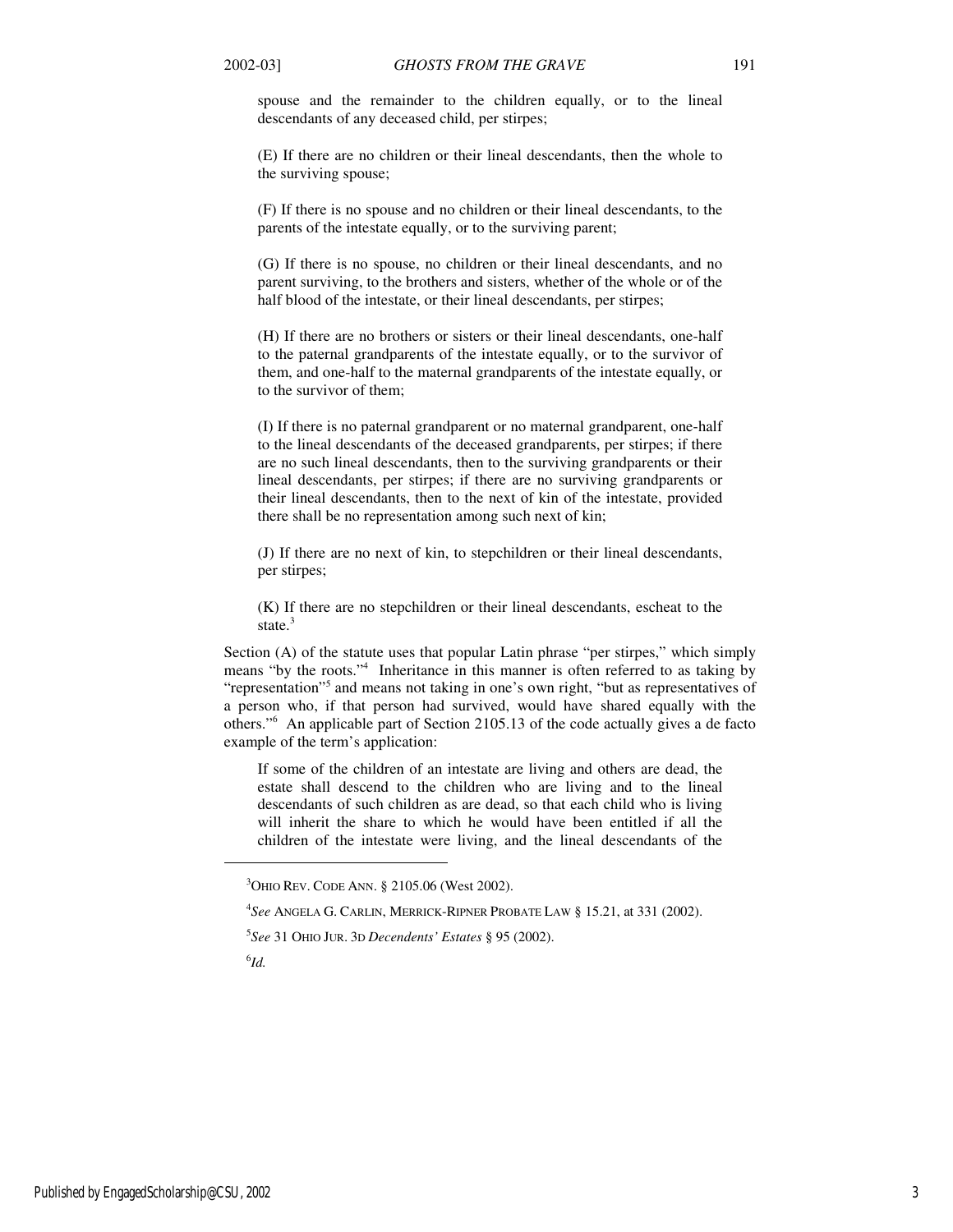spouse and the remainder to the children equally, or to the lineal descendants of any deceased child, per stirpes;

> (E) If there are no children or their lineal descendants, then the whole to the surviving spouse;
>
> (F) If there is no spouse and no children or their lineal descendants, to the parents of the intestate equally, or to the surviving parent;
>
> (G) If there is no spouse, no children or their lineal descendants, and no parent surviving, to the brothers and sisters, whether of the whole or of the half blood of the intestate, or their lineal descendants, per stirpes;
>
> (H) If there are no brothers or sisters or their lineal descendants, one-half to the paternal grandparents of the intestate equally, or to the survivor of them, and one-half to the maternal grandparents of the intestate equally, or to the survivor of them;
>
> (I) If there is no paternal grandparent or no maternal grandparent, one-half to the lineal descendants of the deceased grandparents, per stirpes; if there are no such lineal descendants, then to the surviving grandparents or their lineal descendants, per stirpes; if there are no surviving grandparents or their lineal descendants, then to the next of kin of the intestate, provided there shall be no representation among such next of kin;
>
> (J) If there are no next of kin, to stepchildren or their lineal descendants, per stirpes;
>
> (K) If there are no stepchildren or their lineal descendants, escheat to the state.[3]

Section (A) of the statute uses that popular Latin phrase "per stirpes," which simply means "by the roots."[4] Inheritance in this manner is often referred to as taking by "representation"[5] and means not taking in one's own right, "but as representatives of a person who, if that person had survived, would have shared equally with the others."[6] An applicable part of Section 2105.13 of the code actually gives a de facto example of the term's application:

> If some of the children of an intestate are living and others are dead, the estate shall descend to the children who are living and to the lineal descendants of such children as are dead, so that each child who is living will inherit the share to which he would have been entitled if all the children of the intestate were living, and the lineal descendants of the

---

[3] OHIO REV. CODE ANN. § 2105.06 (West 2002).

[4] *See* ANGELA G. CARLIN, MERRICK-RIPNER PROBATE LAW § 15.21, at 331 (2002).

[5] *See* 31 OHIO JUR. 3D *Decendents' Estates* § 95 (2002).

[6] *Id.*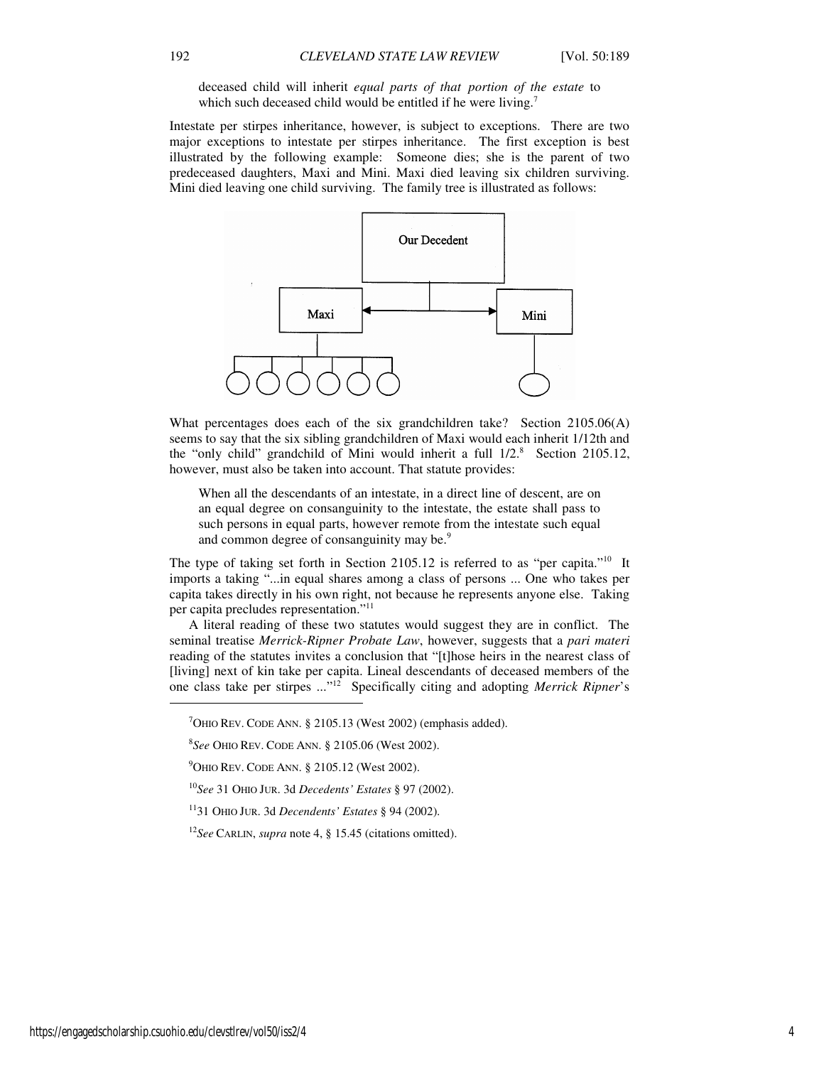deceased child will inherit *equal parts of that portion of the estate* to which such deceased child would be entitled if he were living.[7]

Intestate per stirpes inheritance, however, is subject to exceptions. There are two major exceptions to intestate per stirpes inheritance. The first exception is best illustrated by the following example: Someone dies; she is the parent of two predeceased daughters, Maxi and Mini. Maxi died leaving six children surviving. Mini died leaving one child surviving. The family tree is illustrated as follows:

What percentages does each of the six grandchildren take? Section 2105.06(A) seems to say that the six sibling grandchildren of Maxi would each inherit 1/12th and the "only child" grandchild of Mini would inherit a full 1/2.[8] Section 2105.12, however, must also be taken into account. That statute provides:

> When all the descendants of an intestate, in a direct line of descent, are on an equal degree on consanguinity to the intestate, the estate shall pass to such persons in equal parts, however remote from the intestate such equal and common degree of consanguinity may be.[9]

The type of taking set forth in Section 2105.12 is referred to as "per capita."[10] It imports a taking "...in equal shares among a class of persons ... One who takes per capita takes directly in his own right, not because he represents anyone else. Taking per capita precludes representation."[11]

A literal reading of these two statutes would suggest they are in conflict. The seminal treatise *Merrick-Ripner Probate Law*, however, suggests that a *pari materi* reading of the statutes invites a conclusion that "[t]hose heirs in the nearest class of [living] next of kin take per capita. Lineal descendants of deceased members of the one class take per stirpes ..."[12] Specifically citing and adopting *Merrick Ripner*'s

---

[7] OHIO REV. CODE ANN. § 2105.13 (West 2002) (emphasis added).

[8] *See* OHIO REV. CODE ANN. § 2105.06 (West 2002).

[9] OHIO REV. CODE ANN. § 2105.12 (West 2002).

[10] *See* 31 OHIO JUR. 3d *Decedents' Estates* § 97 (2002).

[11] 31 OHIO JUR. 3d *Decendents' Estates* § 94 (2002).

[12] *See* CARLIN, *supra* note 4, § 15.45 (citations omitted).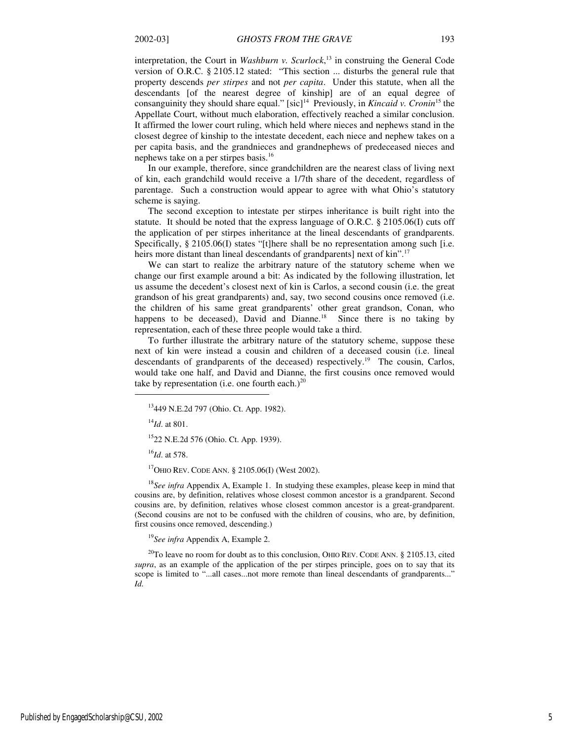interpretation, the Court in *Washburn v. Scurlock*,[13] in construing the General Code version of O.R.C. § 2105.12 stated: "This section ... disturbs the general rule that property descends *per stirpes* and not *per capita*. Under this statute, when all the descendants [of the nearest degree of kinship] are of an equal degree of consanguinity they should share equal." [sic][14] Previously, in *Kincaid v. Cronin*[15] the Appellate Court, without much elaboration, effectively reached a similar conclusion. It affirmed the lower court ruling, which held where nieces and nephews stand in the closest degree of kinship to the intestate decedent, each niece and nephew takes on a per capita basis, and the grandnieces and grandnephews of predeceased nieces and nephews take on a per stirpes basis.[16]

In our example, therefore, since grandchildren are the nearest class of living next of kin, each grandchild would receive a 1/7th share of the decedent, regardless of parentage. Such a construction would appear to agree with what Ohio's statutory scheme is saying.

The second exception to intestate per stirpes inheritance is built right into the statute. It should be noted that the express language of O.R.C. § 2105.06(I) cuts off the application of per stirpes inheritance at the lineal descendants of grandparents. Specifically, § 2105.06(I) states "[t]here shall be no representation among such [i.e. heirs more distant than lineal descendants of grandparents] next of kin".[17]

We can start to realize the arbitrary nature of the statutory scheme when we change our first example around a bit: As indicated by the following illustration, let us assume the decedent's closest next of kin is Carlos, a second cousin (i.e. the great grandson of his great grandparents) and, say, two second cousins once removed (i.e. the children of his same great grandparents' other great grandson, Conan, who happens to be deceased), David and Dianne.[18] Since there is no taking by representation, each of these three people would take a third.

To further illustrate the arbitrary nature of the statutory scheme, suppose these next of kin were instead a cousin and children of a deceased cousin (i.e. lineal descendants of grandparents of the deceased) respectively.[19] The cousin, Carlos, would take one half, and David and Dianne, the first cousins once removed would take by representation (i.e. one fourth each.)[20]

---

[13] 449 N.E.2d 797 (Ohio. Ct. App. 1982).

[14] *Id*. at 801.

[15] 22 N.E.2d 576 (Ohio. Ct. App. 1939).

[16] *Id*. at 578.

[17] OHIO REV. CODE ANN. § 2105.06(I) (West 2002).

[18] *See infra* Appendix A, Example 1. In studying these examples, please keep in mind that cousins are, by definition, relatives whose closest common ancestor is a grandparent. Second cousins are, by definition, relatives whose closest common ancestor is a great-grandparent. (Second cousins are not to be confused with the children of cousins, who are, by definition, first cousins once removed, descending.)

[19] *See infra* Appendix A, Example 2.

[20] To leave no room for doubt as to this conclusion, OHIO REV. CODE ANN. § 2105.13, cited *supra*, as an example of the application of the per stirpes principle, goes on to say that its scope is limited to "...all cases...not more remote than lineal descendants of grandparents..." *Id.*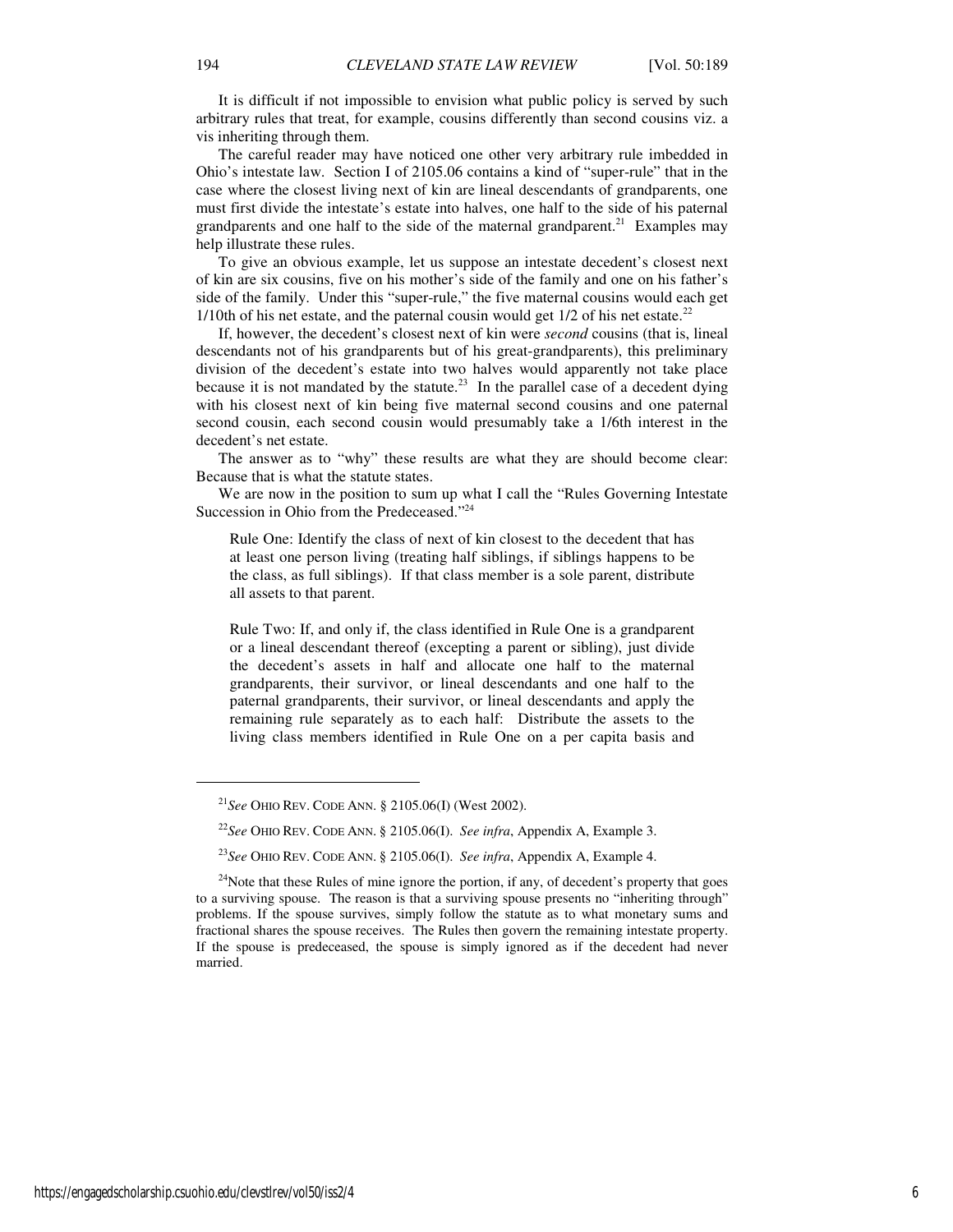It is difficult if not impossible to envision what public policy is served by such arbitrary rules that treat, for example, cousins differently than second cousins viz. a vis inheriting through them.

The careful reader may have noticed one other very arbitrary rule imbedded in Ohio's intestate law. Section I of 2105.06 contains a kind of "super-rule" that in the case where the closest living next of kin are lineal descendants of grandparents, one must first divide the intestate's estate into halves, one half to the side of his paternal grandparents and one half to the side of the maternal grandparent.[21] Examples may help illustrate these rules.

To give an obvious example, let us suppose an intestate decedent's closest next of kin are six cousins, five on his mother's side of the family and one on his father's side of the family. Under this "super-rule," the five maternal cousins would each get 1/10th of his net estate, and the paternal cousin would get 1/2 of his net estate.[22]

If, however, the decedent's closest next of kin were *second* cousins (that is, lineal descendants not of his grandparents but of his great-grandparents), this preliminary division of the decedent's estate into two halves would apparently not take place because it is not mandated by the statute.[23] In the parallel case of a decedent dying with his closest next of kin being five maternal second cousins and one paternal second cousin, each second cousin would presumably take a 1/6th interest in the decedent's net estate.

The answer as to "why" these results are what they are should become clear: Because that is what the statute states.

We are now in the position to sum up what I call the "Rules Governing Intestate Succession in Ohio from the Predeceased."[24]

> Rule One: Identify the class of next of kin closest to the decedent that has at least one person living (treating half siblings, if siblings happens to be the class, as full siblings). If that class member is a sole parent, distribute all assets to that parent.
>
> Rule Two: If, and only if, the class identified in Rule One is a grandparent or a lineal descendant thereof (excepting a parent or sibling), just divide the decedent's assets in half and allocate one half to the maternal grandparents, their survivor, or lineal descendants and one half to the paternal grandparents, their survivor, or lineal descendants and apply the remaining rule separately as to each half: Distribute the assets to the living class members identified in Rule One on a per capita basis and

---

[21] *See* OHIO REV. CODE ANN. § 2105.06(I) (West 2002).

[22] *See* OHIO REV. CODE ANN. § 2105.06(I). *See infra*, Appendix A, Example 3.

[23] *See* OHIO REV. CODE ANN. § 2105.06(I). *See infra*, Appendix A, Example 4.

[24] Note that these Rules of mine ignore the portion, if any, of decedent's property that goes to a surviving spouse. The reason is that a surviving spouse presents no "inheriting through" problems. If the spouse survives, simply follow the statute as to what monetary sums and fractional shares the spouse receives. The Rules then govern the remaining intestate property. If the spouse is predeceased, the spouse is simply ignored as if the decedent had never married.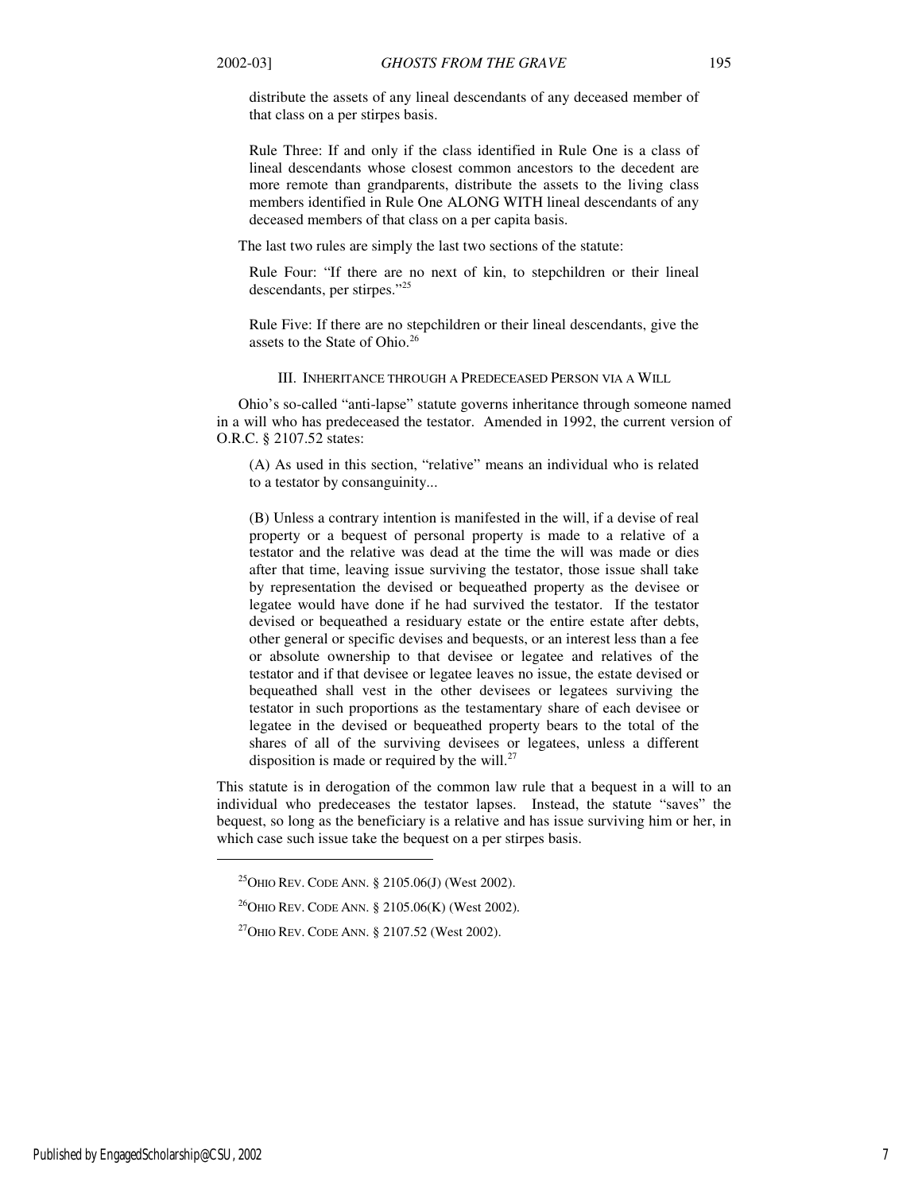distribute the assets of any lineal descendants of any deceased member of that class on a per stirpes basis.

> Rule Three: If and only if the class identified in Rule One is a class of lineal descendants whose closest common ancestors to the decedent are more remote than grandparents, distribute the assets to the living class members identified in Rule One ALONG WITH lineal descendants of any deceased members of that class on a per capita basis.

The last two rules are simply the last two sections of the statute:

> Rule Four: "If there are no next of kin, to stepchildren or their lineal descendants, per stirpes."[25]
>
> Rule Five: If there are no stepchildren or their lineal descendants, give the assets to the State of Ohio.[26]

### III. Inheritance through a Predeceased Person via a Will

Ohio's so-called "anti-lapse" statute governs inheritance through someone named in a will who has predeceased the testator. Amended in 1992, the current version of O.R.C. § 2107.52 states:

> (A) As used in this section, "relative" means an individual who is related to a testator by consanguinity...
>
> (B) Unless a contrary intention is manifested in the will, if a devise of real property or a bequest of personal property is made to a relative of a testator and the relative was dead at the time the will was made or dies after that time, leaving issue surviving the testator, those issue shall take by representation the devised or bequeathed property as the devisee or legatee would have done if he had survived the testator. If the testator devised or bequeathed a residuary estate or the entire estate after debts, other general or specific devises and bequests, or an interest less than a fee or absolute ownership to that devisee or legatee and relatives of the testator and if that devisee or legatee leaves no issue, the estate devised or bequeathed shall vest in the other devisees or legatees surviving the testator in such proportions as the testamentary share of each devisee or legatee in the devised or bequeathed property bears to the total of the shares of all of the surviving devisees or legatees, unless a different disposition is made or required by the will.[27]

This statute is in derogation of the common law rule that a bequest in a will to an individual who predeceases the testator lapses. Instead, the statute "saves" the bequest, so long as the beneficiary is a relative and has issue surviving him or her, in which case such issue take the bequest on a per stirpes basis.

---

[25] OHIO REV. CODE ANN. § 2105.06(J) (West 2002).

[26] OHIO REV. CODE ANN. § 2105.06(K) (West 2002).

[27] OHIO REV. CODE ANN. § 2107.52 (West 2002).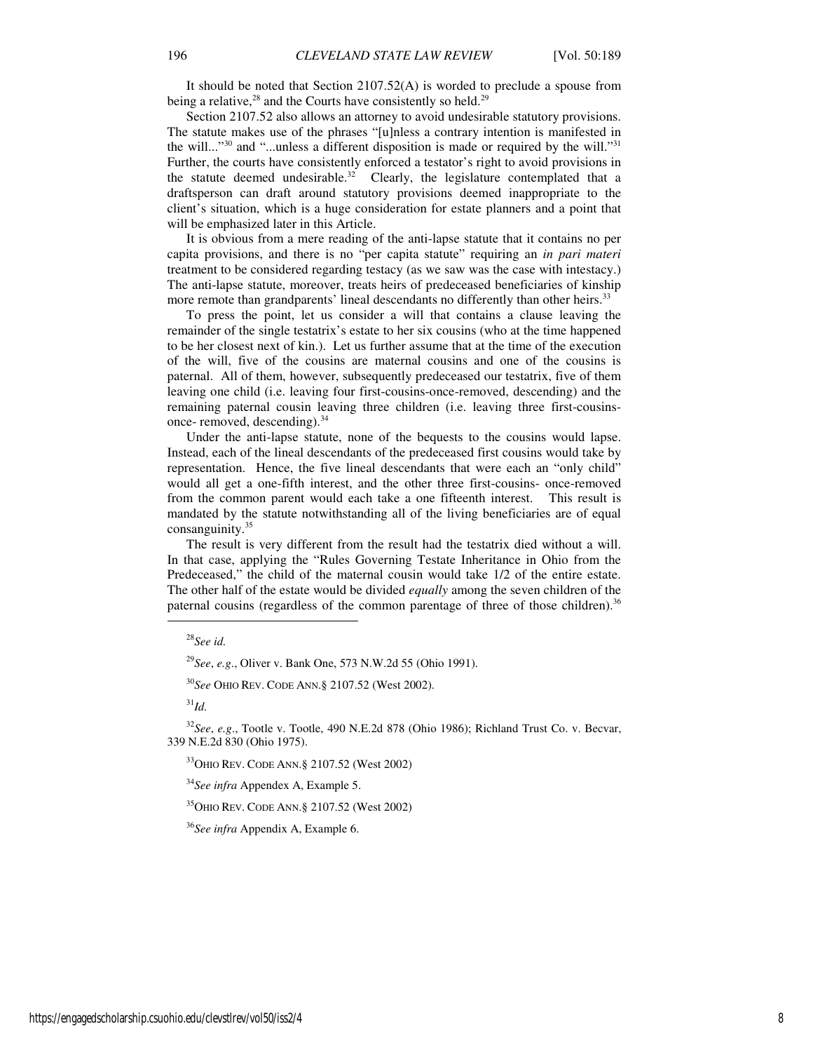It should be noted that Section 2107.52(A) is worded to preclude a spouse from being a relative,[28] and the Courts have consistently so held.[29]

Section 2107.52 also allows an attorney to avoid undesirable statutory provisions. The statute makes use of the phrases "[u]nless a contrary intention is manifested in the will..."[30] and "...unless a different disposition is made or required by the will."[31] Further, the courts have consistently enforced a testator's right to avoid provisions in the statute deemed undesirable.[32] Clearly, the legislature contemplated that a draftsperson can draft around statutory provisions deemed inappropriate to the client's situation, which is a huge consideration for estate planners and a point that will be emphasized later in this Article.

It is obvious from a mere reading of the anti-lapse statute that it contains no per capita provisions, and there is no "per capita statute" requiring an *in pari materi* treatment to be considered regarding testacy (as we saw was the case with intestacy.) The anti-lapse statute, moreover, treats heirs of predeceased beneficiaries of kinship more remote than grandparents' lineal descendants no differently than other heirs.[33]

To press the point, let us consider a will that contains a clause leaving the remainder of the single testatrix's estate to her six cousins (who at the time happened to be her closest next of kin.). Let us further assume that at the time of the execution of the will, five of the cousins are maternal cousins and one of the cousins is paternal. All of them, however, subsequently predeceased our testatrix, five of them leaving one child (i.e. leaving four first-cousins-once-removed, descending) and the remaining paternal cousin leaving three children (i.e. leaving three first-cousins-once- removed, descending).[34]

Under the anti-lapse statute, none of the bequests to the cousins would lapse. Instead, each of the lineal descendants of the predeceased first cousins would take by representation. Hence, the five lineal descendants that were each an "only child" would all get a one-fifth interest, and the other three first-cousins- once-removed from the common parent would each take a one fifteenth interest. This result is mandated by the statute notwithstanding all of the living beneficiaries are of equal consanguinity.[35]

The result is very different from the result had the testatrix died without a will. In that case, applying the "Rules Governing Testate Inheritance in Ohio from the Predeceased," the child of the maternal cousin would take 1/2 of the entire estate. The other half of the estate would be divided *equally* among the seven children of the paternal cousins (regardless of the common parentage of three of those children).[36]

---

[28] *See id.*

[29] *See*, *e.g.*, Oliver v. Bank One, 573 N.W.2d 55 (Ohio 1991).

[30] *See* OHIO REV. CODE ANN.§ 2107.52 (West 2002).

[31] *Id.*

[32] *See*, *e.g.*, Tootle v. Tootle, 490 N.E.2d 878 (Ohio 1986); Richland Trust Co. v. Becvar, 339 N.E.2d 830 (Ohio 1975).

[33] OHIO REV. CODE ANN.§ 2107.52 (West 2002)

[34] *See infra* Appendex A, Example 5.

[35] OHIO REV. CODE ANN.§ 2107.52 (West 2002)

[36] *See infra* Appendix A, Example 6.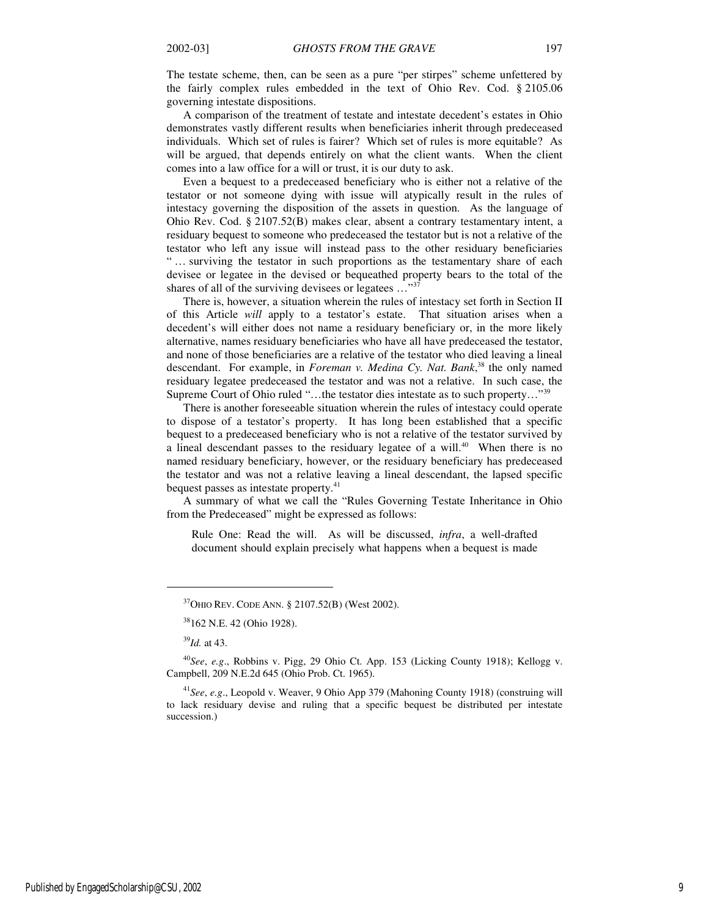The testate scheme, then, can be seen as a pure "per stirpes" scheme unfettered by the fairly complex rules embedded in the text of Ohio Rev. Cod. § 2105.06 governing intestate dispositions.

A comparison of the treatment of testate and intestate decedent's estates in Ohio demonstrates vastly different results when beneficiaries inherit through predeceased individuals. Which set of rules is fairer? Which set of rules is more equitable? As will be argued, that depends entirely on what the client wants. When the client comes into a law office for a will or trust, it is our duty to ask.

Even a bequest to a predeceased beneficiary who is either not a relative of the testator or not someone dying with issue will atypically result in the rules of intestacy governing the disposition of the assets in question. As the language of Ohio Rev. Cod. § 2107.52(B) makes clear, absent a contrary testamentary intent, a residuary bequest to someone who predeceased the testator but is not a relative of the testator who left any issue will instead pass to the other residuary beneficiaries " … surviving the testator in such proportions as the testamentary share of each devisee or legatee in the devised or bequeathed property bears to the total of the shares of all of the surviving devisees or legatees …"[37]

There is, however, a situation wherein the rules of intestacy set forth in Section II of this Article *will* apply to a testator's estate. That situation arises when a decedent's will either does not name a residuary beneficiary or, in the more likely alternative, names residuary beneficiaries who have all have predeceased the testator, and none of those beneficiaries are a relative of the testator who died leaving a lineal descendant. For example, in *Foreman v. Medina Cy. Nat. Bank*,[38] the only named residuary legatee predeceased the testator and was not a relative. In such case, the Supreme Court of Ohio ruled "…the testator dies intestate as to such property…"[39]

There is another foreseeable situation wherein the rules of intestacy could operate to dispose of a testator's property. It has long been established that a specific bequest to a predeceased beneficiary who is not a relative of the testator survived by a lineal descendant passes to the residuary legatee of a will.[40] When there is no named residuary beneficiary, however, or the residuary beneficiary has predeceased the testator and was not a relative leaving a lineal descendant, the lapsed specific bequest passes as intestate property.[41]

A summary of what we call the "Rules Governing Testate Inheritance in Ohio from the Predeceased" might be expressed as follows:

> Rule One: Read the will. As will be discussed, *infra*, a well-drafted document should explain precisely what happens when a bequest is made

---

[37] OHIO REV. CODE ANN. § 2107.52(B) (West 2002).

[38] 162 N.E. 42 (Ohio 1928).

[39] *Id.* at 43.

[40] *See*, *e.g*., Robbins v. Pigg, 29 Ohio Ct. App. 153 (Licking County 1918); Kellogg v. Campbell, 209 N.E.2d 645 (Ohio Prob. Ct. 1965).

[41] *See*, *e.g*., Leopold v. Weaver, 9 Ohio App 379 (Mahoning County 1918) (construing will to lack residuary devise and ruling that a specific bequest be distributed per intestate succession.)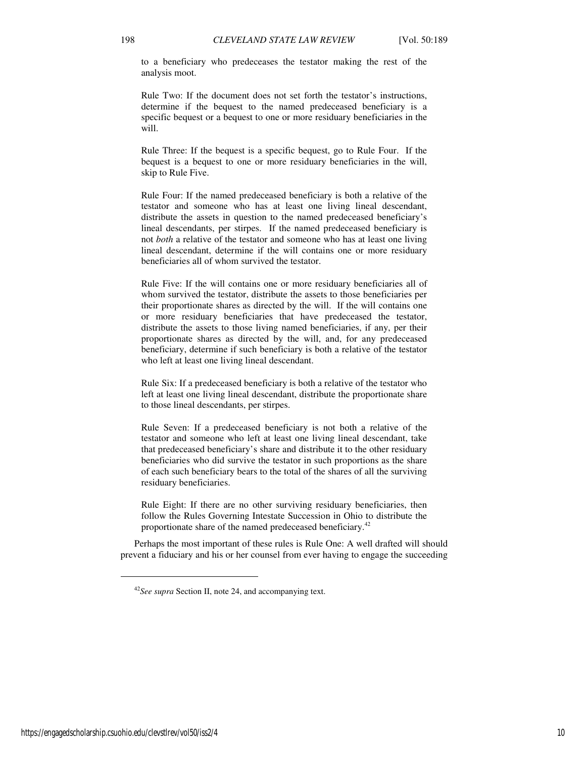to a beneficiary who predeceases the testator making the rest of the analysis moot.

Rule Two: If the document does not set forth the testator's instructions, determine if the bequest to the named predeceased beneficiary is a specific bequest or a bequest to one or more residuary beneficiaries in the will.

Rule Three: If the bequest is a specific bequest, go to Rule Four. If the bequest is a bequest to one or more residuary beneficiaries in the will, skip to Rule Five.

Rule Four: If the named predeceased beneficiary is both a relative of the testator and someone who has at least one living lineal descendant, distribute the assets in question to the named predeceased beneficiary's lineal descendants, per stirpes. If the named predeceased beneficiary is not *both* a relative of the testator and someone who has at least one living lineal descendant, determine if the will contains one or more residuary beneficiaries all of whom survived the testator.

Rule Five: If the will contains one or more residuary beneficiaries all of whom survived the testator, distribute the assets to those beneficiaries per their proportionate shares as directed by the will. If the will contains one or more residuary beneficiaries that have predeceased the testator, distribute the assets to those living named beneficiaries, if any, per their proportionate shares as directed by the will, and, for any predeceased beneficiary, determine if such beneficiary is both a relative of the testator who left at least one living lineal descendant.

Rule Six: If a predeceased beneficiary is both a relative of the testator who left at least one living lineal descendant, distribute the proportionate share to those lineal descendants, per stirpes.

Rule Seven: If a predeceased beneficiary is not both a relative of the testator and someone who left at least one living lineal descendant, take that predeceased beneficiary's share and distribute it to the other residuary beneficiaries who did survive the testator in such proportions as the share of each such beneficiary bears to the total of the shares of all the surviving residuary beneficiaries.

Rule Eight: If there are no other surviving residuary beneficiaries, then follow the Rules Governing Intestate Succession in Ohio to distribute the proportionate share of the named predeceased beneficiary.[42]

Perhaps the most important of these rules is Rule One: A well drafted will should prevent a fiduciary and his or her counsel from ever having to engage the succeeding

---

[42] *See supra* Section II, note 24, and accompanying text.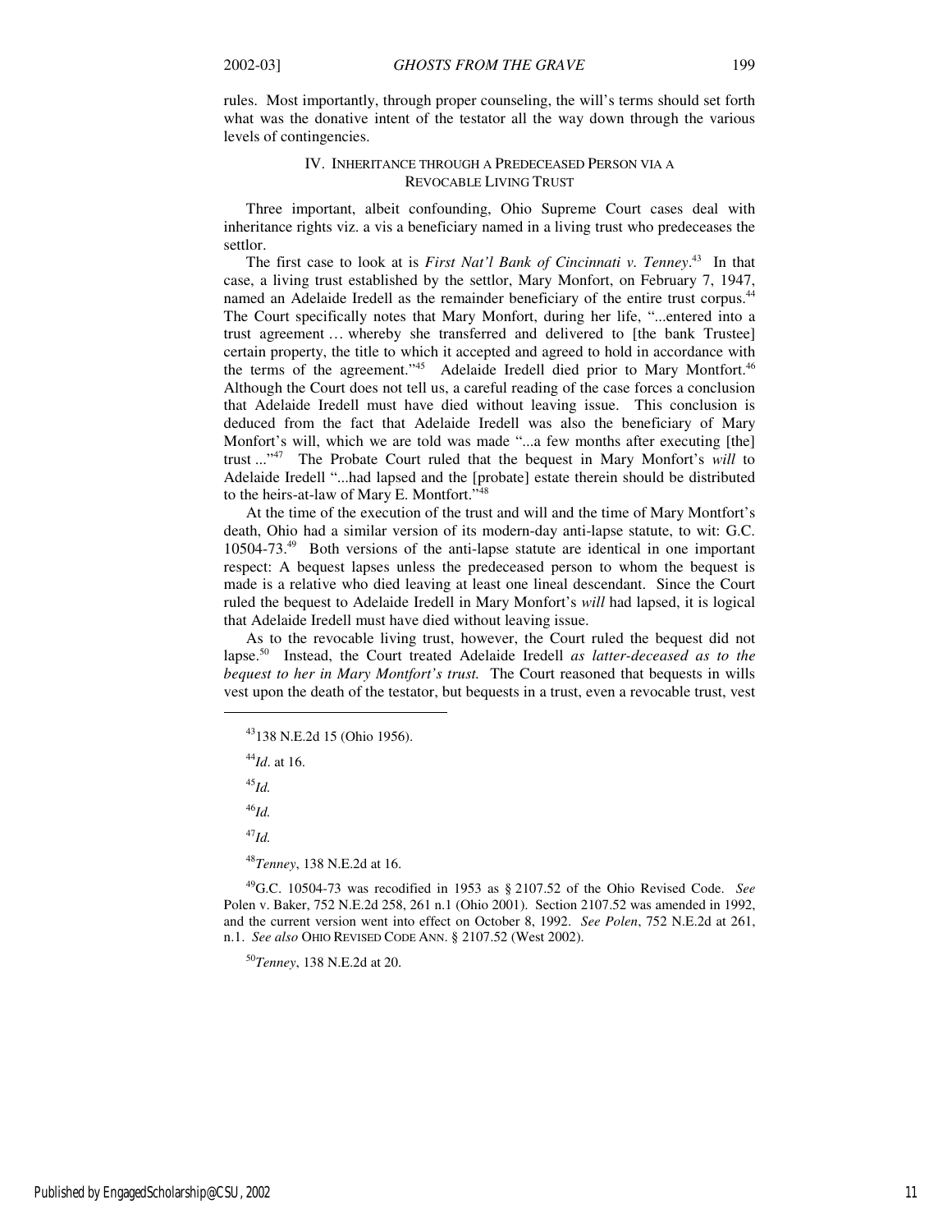rules. Most importantly, through proper counseling, the will's terms should set forth what was the donative intent of the testator all the way down through the various levels of contingencies.

## IV. Inheritance through a Predeceased Person via a Revocable Living Trust

Three important, albeit confounding, Ohio Supreme Court cases deal with inheritance rights viz. a vis a beneficiary named in a living trust who predeceases the settlor.

The first case to look at is *First Nat'l Bank of Cincinnati v. Tenney*.[43] In that case, a living trust established by the settlor, Mary Monfort, on February 7, 1947, named an Adelaide Iredell as the remainder beneficiary of the entire trust corpus.[44] The Court specifically notes that Mary Monfort, during her life, "...entered into a trust agreement … whereby she transferred and delivered to [the bank Trustee] certain property, the title to which it accepted and agreed to hold in accordance with the terms of the agreement."[45] Adelaide Iredell died prior to Mary Montfort.[46] Although the Court does not tell us, a careful reading of the case forces a conclusion that Adelaide Iredell must have died without leaving issue. This conclusion is deduced from the fact that Adelaide Iredell was also the beneficiary of Mary Monfort's will, which we are told was made "...a few months after executing [the] trust ..."[47] The Probate Court ruled that the bequest in Mary Monfort's *will* to Adelaide Iredell "...had lapsed and the [probate] estate therein should be distributed to the heirs-at-law of Mary E. Montfort."[48]

At the time of the execution of the trust and will and the time of Mary Montfort's death, Ohio had a similar version of its modern-day anti-lapse statute, to wit: G.C. 10504-73.[49] Both versions of the anti-lapse statute are identical in one important respect: A bequest lapses unless the predeceased person to whom the bequest is made is a relative who died leaving at least one lineal descendant. Since the Court ruled the bequest to Adelaide Iredell in Mary Monfort's *will* had lapsed, it is logical that Adelaide Iredell must have died without leaving issue.

As to the revocable living trust, however, the Court ruled the bequest did not lapse.[50] Instead, the Court treated Adelaide Iredell *as latter-deceased as to the bequest to her in Mary Montfort's trust.* The Court reasoned that bequests in wills vest upon the death of the testator, but bequests in a trust, even a revocable trust, vest

---

[43] 138 N.E.2d 15 (Ohio 1956).

[44] *Id*. at 16.

[45] *Id.*

[46] *Id.*

[47] *Id.*

[48] *Tenney*, 138 N.E.2d at 16.

[49] G.C. 10504-73 was recodified in 1953 as § 2107.52 of the Ohio Revised Code. *See* Polen v. Baker, 752 N.E.2d 258, 261 n.1 (Ohio 2001). Section 2107.52 was amended in 1992, and the current version went into effect on October 8, 1992. *See Polen*, 752 N.E.2d at 261, n.1. *See also* OHIO REVISED CODE ANN. § 2107.52 (West 2002).

[50] *Tenney*, 138 N.E.2d at 20.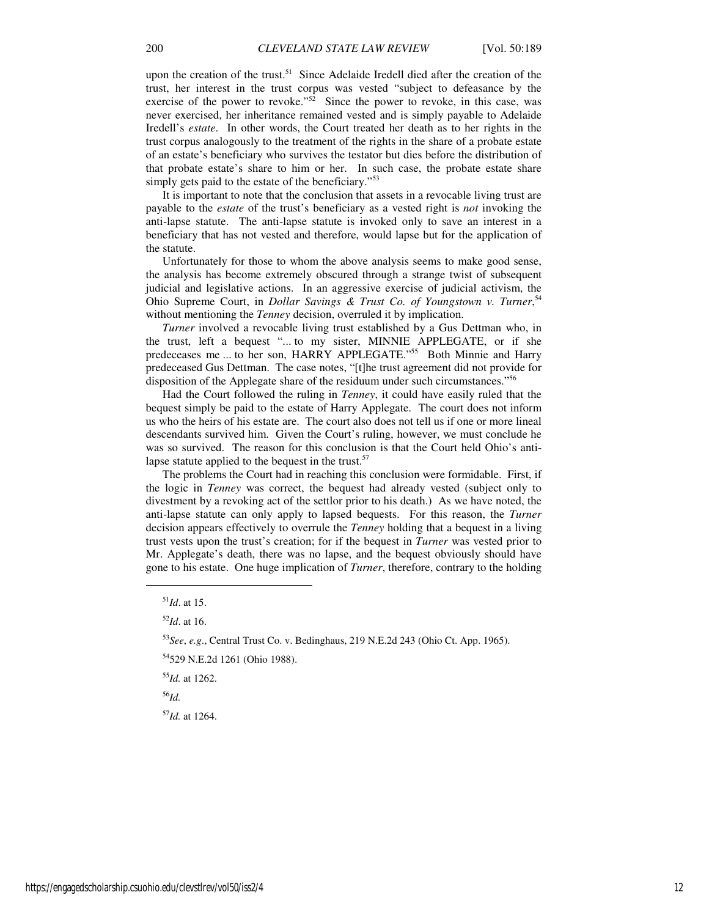upon the creation of the trust.[51] Since Adelaide Iredell died after the creation of the trust, her interest in the trust corpus was vested "subject to defeasance by the exercise of the power to revoke."[52] Since the power to revoke, in this case, was never exercised, her inheritance remained vested and is simply payable to Adelaide Iredell's *estate*. In other words, the Court treated her death as to her rights in the trust corpus analogously to the treatment of the rights in the share of a probate estate of an estate's beneficiary who survives the testator but dies before the distribution of that probate estate's share to him or her. In such case, the probate estate share simply gets paid to the estate of the beneficiary."[53]

It is important to note that the conclusion that assets in a revocable living trust are payable to the *estate* of the trust's beneficiary as a vested right is *not* invoking the anti-lapse statute. The anti-lapse statute is invoked only to save an interest in a beneficiary that has not vested and therefore, would lapse but for the application of the statute.

Unfortunately for those to whom the above analysis seems to make good sense, the analysis has become extremely obscured through a strange twist of subsequent judicial and legislative actions. In an aggressive exercise of judicial activism, the Ohio Supreme Court, in *Dollar Savings & Trust Co. of Youngstown v. Turner*,[54] without mentioning the *Tenney* decision, overruled it by implication.

*Turner* involved a revocable living trust established by a Gus Dettman who, in the trust, left a bequest "... to my sister, MINNIE APPLEGATE, or if she predeceases me ... to her son, HARRY APPLEGATE."[55] Both Minnie and Harry predeceased Gus Dettman. The case notes, "[t]he trust agreement did not provide for disposition of the Applegate share of the residuum under such circumstances."[56]

Had the Court followed the ruling in *Tenney*, it could have easily ruled that the bequest simply be paid to the estate of Harry Applegate. The court does not inform us who the heirs of his estate are. The court also does not tell us if one or more lineal descendants survived him. Given the Court's ruling, however, we must conclude he was so survived. The reason for this conclusion is that the Court held Ohio's anti-lapse statute applied to the bequest in the trust.[57]

The problems the Court had in reaching this conclusion were formidable. First, if the logic in *Tenney* was correct, the bequest had already vested (subject only to divestment by a revoking act of the settlor prior to his death.) As we have noted, the anti-lapse statute can only apply to lapsed bequests. For this reason, the *Turner* decision appears effectively to overrule the *Tenney* holding that a bequest in a living trust vests upon the trust's creation; for if the bequest in *Turner* was vested prior to Mr. Applegate's death, there was no lapse, and the bequest obviously should have gone to his estate. One huge implication of *Turner*, therefore, contrary to the holding

---

[51] *Id*. at 15.

[52] *Id*. at 16.

[53] *See*, *e.g*., Central Trust Co. v. Bedinghaus, 219 N.E.2d 243 (Ohio Ct. App. 1965).

[54] 529 N.E.2d 1261 (Ohio 1988).

[55] *Id.* at 1262.

[56] *Id.*

[57] *Id.* at 1264.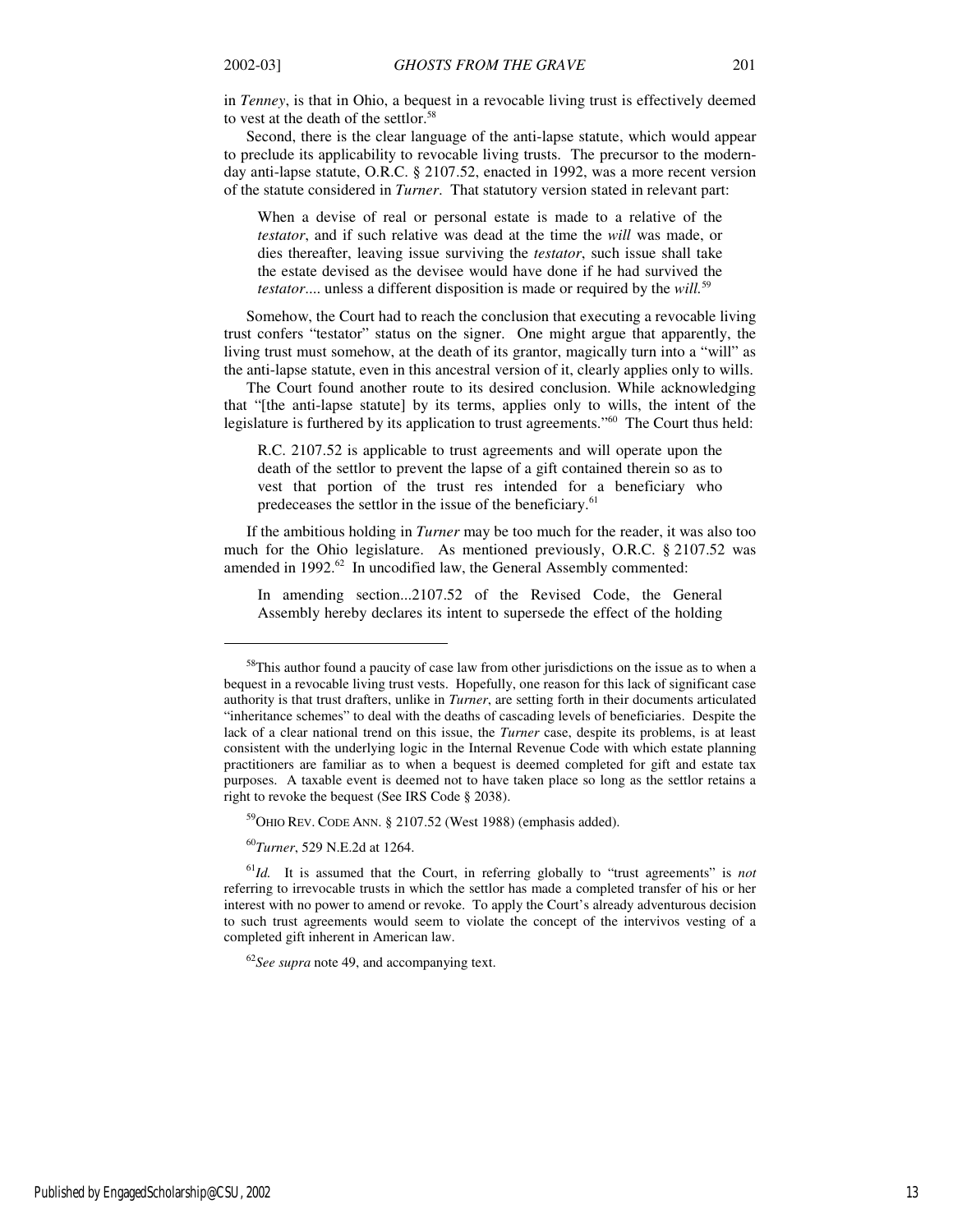in *Tenney*, is that in Ohio, a bequest in a revocable living trust is effectively deemed to vest at the death of the settlor.[58]

Second, there is the clear language of the anti-lapse statute, which would appear to preclude its applicability to revocable living trusts. The precursor to the modern-day anti-lapse statute, O.R.C. § 2107.52, enacted in 1992, was a more recent version of the statute considered in *Turner*. That statutory version stated in relevant part:

> When a devise of real or personal estate is made to a relative of the *testator*, and if such relative was dead at the time the *will* was made, or dies thereafter, leaving issue surviving the *testator*, such issue shall take the estate devised as the devisee would have done if he had survived the *testator*.... unless a different disposition is made or required by the *will*.[59]

Somehow, the Court had to reach the conclusion that executing a revocable living trust confers "testator" status on the signer. One might argue that apparently, the living trust must somehow, at the death of its grantor, magically turn into a "will" as the anti-lapse statute, even in this ancestral version of it, clearly applies only to wills.

The Court found another route to its desired conclusion. While acknowledging that "[the anti-lapse statute] by its terms, applies only to wills, the intent of the legislature is furthered by its application to trust agreements."[60] The Court thus held:

> R.C. 2107.52 is applicable to trust agreements and will operate upon the death of the settlor to prevent the lapse of a gift contained therein so as to vest that portion of the trust res intended for a beneficiary who predeceases the settlor in the issue of the beneficiary.[61]

If the ambitious holding in *Turner* may be too much for the reader, it was also too much for the Ohio legislature. As mentioned previously, O.R.C. § 2107.52 was amended in 1992.[62] In uncodified law, the General Assembly commented:

> In amending section...2107.52 of the Revised Code, the General Assembly hereby declares its intent to supersede the effect of the holding

---

[58]This author found a paucity of case law from other jurisdictions on the issue as to when a bequest in a revocable living trust vests. Hopefully, one reason for this lack of significant case authority is that trust drafters, unlike in *Turner*, are setting forth in their documents articulated "inheritance schemes" to deal with the deaths of cascading levels of beneficiaries. Despite the lack of a clear national trend on this issue, the *Turner* case, despite its problems, is at least consistent with the underlying logic in the Internal Revenue Code with which estate planning practitioners are familiar as to when a bequest is deemed completed for gift and estate tax purposes. A taxable event is deemed not to have taken place so long as the settlor retains a right to revoke the bequest (See IRS Code § 2038).

[59]OHIO REV. CODE ANN. § 2107.52 (West 1988) (emphasis added).

[60]*Turner*, 529 N.E.2d at 1264.

[61]*Id.* It is assumed that the Court, in referring globally to "trust agreements" is *not* referring to irrevocable trusts in which the settlor has made a completed transfer of his or her interest with no power to amend or revoke. To apply the Court's already adventurous decision to such trust agreements would seem to violate the concept of the intervivos vesting of a completed gift inherent in American law.

[62]*See supra* note 49, and accompanying text.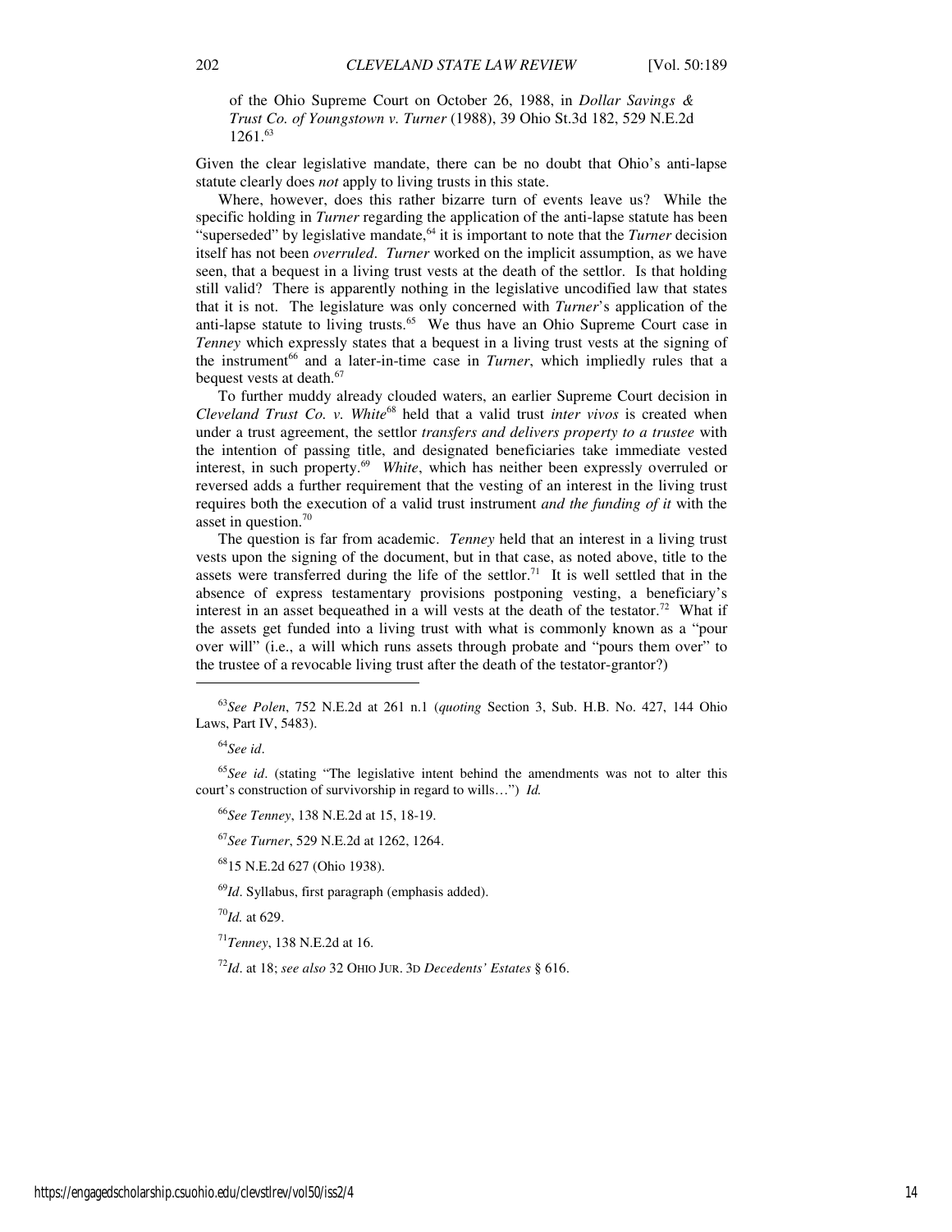> of the Ohio Supreme Court on October 26, 1988, in *Dollar Savings & Trust Co. of Youngstown v. Turner* (1988), 39 Ohio St.3d 182, 529 N.E.2d 1261.[63]

Given the clear legislative mandate, there can be no doubt that Ohio's anti-lapse statute clearly does *not* apply to living trusts in this state.

Where, however, does this rather bizarre turn of events leave us? While the specific holding in *Turner* regarding the application of the anti-lapse statute has been "superseded" by legislative mandate,[64] it is important to note that the *Turner* decision itself has not been *overruled*. *Turner* worked on the implicit assumption, as we have seen, that a bequest in a living trust vests at the death of the settlor. Is that holding still valid? There is apparently nothing in the legislative uncodified law that states that it is not. The legislature was only concerned with *Turner*'s application of the anti-lapse statute to living trusts.[65] We thus have an Ohio Supreme Court case in *Tenney* which expressly states that a bequest in a living trust vests at the signing of the instrument[66] and a later-in-time case in *Turner*, which impliedly rules that a bequest vests at death.[67]

To further muddy already clouded waters, an earlier Supreme Court decision in *Cleveland Trust Co. v. White*[68] held that a valid trust *inter vivos* is created when under a trust agreement, the settlor *transfers and delivers property to a trustee* with the intention of passing title, and designated beneficiaries take immediate vested interest, in such property.[69] *White*, which has neither been expressly overruled or reversed adds a further requirement that the vesting of an interest in the living trust requires both the execution of a valid trust instrument *and the funding of it* with the asset in question.[70]

The question is far from academic. *Tenney* held that an interest in a living trust vests upon the signing of the document, but in that case, as noted above, title to the assets were transferred during the life of the settlor.[71] It is well settled that in the absence of express testamentary provisions postponing vesting, a beneficiary's interest in an asset bequeathed in a will vests at the death of the testator.[72] What if the assets get funded into a living trust with what is commonly known as a "pour over will" (i.e., a will which runs assets through probate and "pours them over" to the trustee of a revocable living trust after the death of the testator-grantor?)

---

[63] *See Polen*, 752 N.E.2d at 261 n.1 (*quoting* Section 3, Sub. H.B. No. 427, 144 Ohio Laws, Part IV, 5483).

[64] *See id*.

[65] *See id*. (stating "The legislative intent behind the amendments was not to alter this court's construction of survivorship in regard to wills…") *Id.*

[66] *See Tenney*, 138 N.E.2d at 15, 18-19.

[67] *See Turner*, 529 N.E.2d at 1262, 1264.

[68] 15 N.E.2d 627 (Ohio 1938).

[69] *Id*. Syllabus, first paragraph (emphasis added).

[70] *Id.* at 629.

[71] *Tenney*, 138 N.E.2d at 16.

[72] *Id*. at 18; *see also* 32 OHIO JUR. 3D *Decedents' Estates* § 616.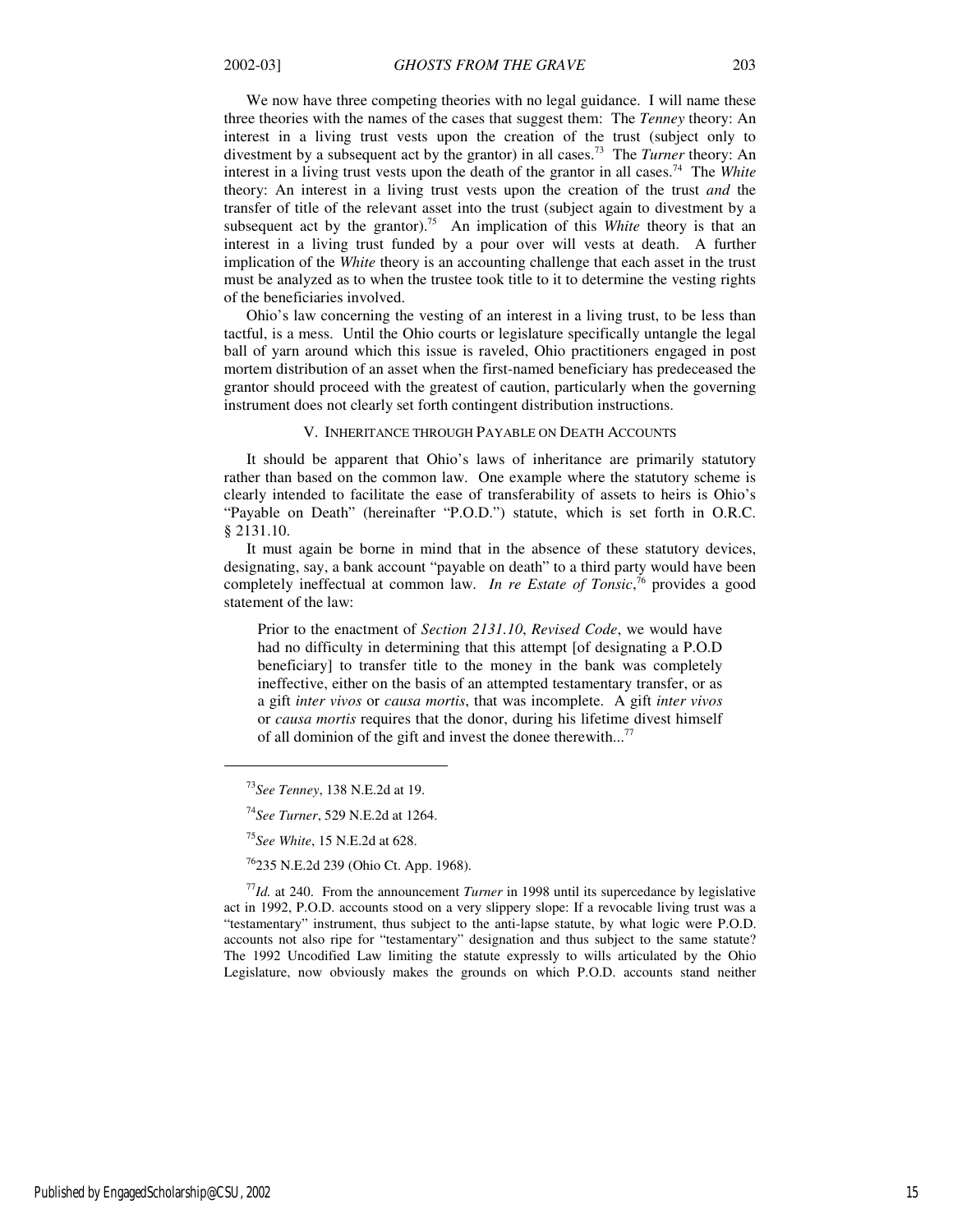We now have three competing theories with no legal guidance. I will name these three theories with the names of the cases that suggest them: The *Tenney* theory: An interest in a living trust vests upon the creation of the trust (subject only to divestment by a subsequent act by the grantor) in all cases.[73] The *Turner* theory: An interest in a living trust vests upon the death of the grantor in all cases.[74] The *White* theory: An interest in a living trust vests upon the creation of the trust *and* the transfer of title of the relevant asset into the trust (subject again to divestment by a subsequent act by the grantor).[75] An implication of this *White* theory is that an interest in a living trust funded by a pour over will vests at death. A further implication of the *White* theory is an accounting challenge that each asset in the trust must be analyzed as to when the trustee took title to it to determine the vesting rights of the beneficiaries involved.

Ohio's law concerning the vesting of an interest in a living trust, to be less than tactful, is a mess. Until the Ohio courts or legislature specifically untangle the legal ball of yarn around which this issue is raveled, Ohio practitioners engaged in post mortem distribution of an asset when the first-named beneficiary has predeceased the grantor should proceed with the greatest of caution, particularly when the governing instrument does not clearly set forth contingent distribution instructions.

## V. INHERITANCE THROUGH PAYABLE ON DEATH ACCOUNTS

It should be apparent that Ohio's laws of inheritance are primarily statutory rather than based on the common law. One example where the statutory scheme is clearly intended to facilitate the ease of transferability of assets to heirs is Ohio's "Payable on Death" (hereinafter "P.O.D.") statute, which is set forth in O.R.C. § 2131.10.

It must again be borne in mind that in the absence of these statutory devices, designating, say, a bank account "payable on death" to a third party would have been completely ineffectual at common law. *In re Estate of Tonsic*,[76] provides a good statement of the law:

> Prior to the enactment of *Section 2131.10*, *Revised Code*, we would have had no difficulty in determining that this attempt [of designating a P.O.D beneficiary] to transfer title to the money in the bank was completely ineffective, either on the basis of an attempted testamentary transfer, or as a gift *inter vivos* or *causa mortis*, that was incomplete. A gift *inter vivos* or *causa mortis* requires that the donor, during his lifetime divest himself of all dominion of the gift and invest the donee therewith...[77]

---

[73] *See Tenney*, 138 N.E.2d at 19.

[74] *See Turner*, 529 N.E.2d at 1264.

[75] *See White*, 15 N.E.2d at 628.

[76] 235 N.E.2d 239 (Ohio Ct. App. 1968).

[77] *Id.* at 240. From the announcement *Turner* in 1998 until its supercedance by legislative act in 1992, P.O.D. accounts stood on a very slippery slope: If a revocable living trust was a "testamentary" instrument, thus subject to the anti-lapse statute, by what logic were P.O.D. accounts not also ripe for "testamentary" designation and thus subject to the same statute? The 1992 Uncodified Law limiting the statute expressly to wills articulated by the Ohio Legislature, now obviously makes the grounds on which P.O.D. accounts stand neither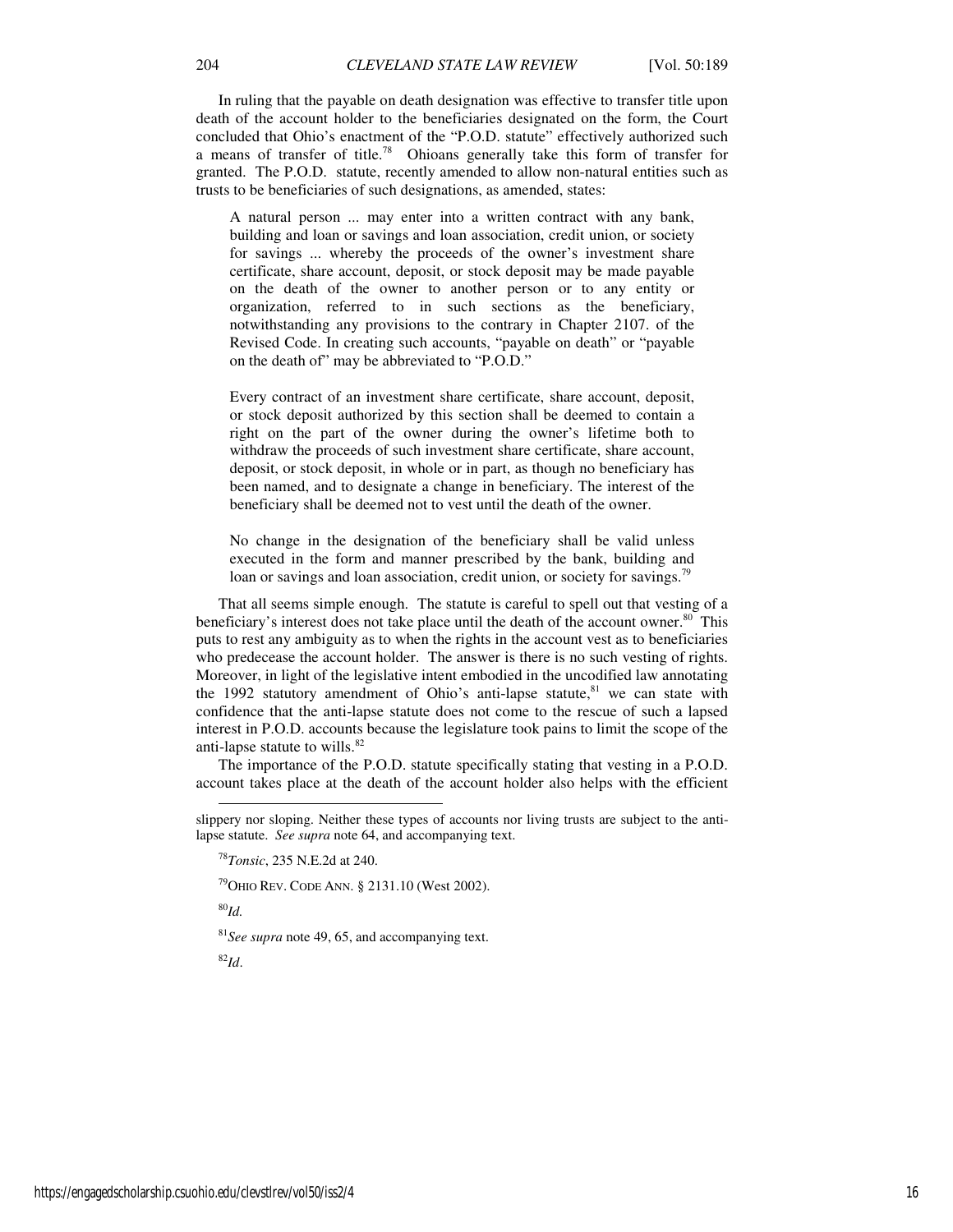In ruling that the payable on death designation was effective to transfer title upon death of the account holder to the beneficiaries designated on the form, the Court concluded that Ohio's enactment of the "P.O.D. statute" effectively authorized such a means of transfer of title.[78] Ohioans generally take this form of transfer for granted. The P.O.D. statute, recently amended to allow non-natural entities such as trusts to be beneficiaries of such designations, as amended, states:

> A natural person ... may enter into a written contract with any bank, building and loan or savings and loan association, credit union, or society for savings ... whereby the proceeds of the owner's investment share certificate, share account, deposit, or stock deposit may be made payable on the death of the owner to another person or to any entity or organization, referred to in such sections as the beneficiary, notwithstanding any provisions to the contrary in Chapter 2107. of the Revised Code. In creating such accounts, "payable on death" or "payable on the death of" may be abbreviated to "P.O.D."
>
> Every contract of an investment share certificate, share account, deposit, or stock deposit authorized by this section shall be deemed to contain a right on the part of the owner during the owner's lifetime both to withdraw the proceeds of such investment share certificate, share account, deposit, or stock deposit, in whole or in part, as though no beneficiary has been named, and to designate a change in beneficiary. The interest of the beneficiary shall be deemed not to vest until the death of the owner.
>
> No change in the designation of the beneficiary shall be valid unless executed in the form and manner prescribed by the bank, building and loan or savings and loan association, credit union, or society for savings.[79]

That all seems simple enough. The statute is careful to spell out that vesting of a beneficiary's interest does not take place until the death of the account owner.[80] This puts to rest any ambiguity as to when the rights in the account vest as to beneficiaries who predecease the account holder. The answer is there is no such vesting of rights. Moreover, in light of the legislative intent embodied in the uncodified law annotating the 1992 statutory amendment of Ohio's anti-lapse statute,[81] we can state with confidence that the anti-lapse statute does not come to the rescue of such a lapsed interest in P.O.D. accounts because the legislature took pains to limit the scope of the anti-lapse statute to wills.[82]

The importance of the P.O.D. statute specifically stating that vesting in a P.O.D. account takes place at the death of the account holder also helps with the efficient

---

slippery nor sloping. Neither these types of accounts nor living trusts are subject to the anti-lapse statute. *See supra* note 64, and accompanying text.

[78] *Tonsic*, 235 N.E.2d at 240.

[79] OHIO REV. CODE ANN. § 2131.10 (West 2002).

[80] *Id.*

[81] *See supra* note 49, 65, and accompanying text.

[82] *Id*.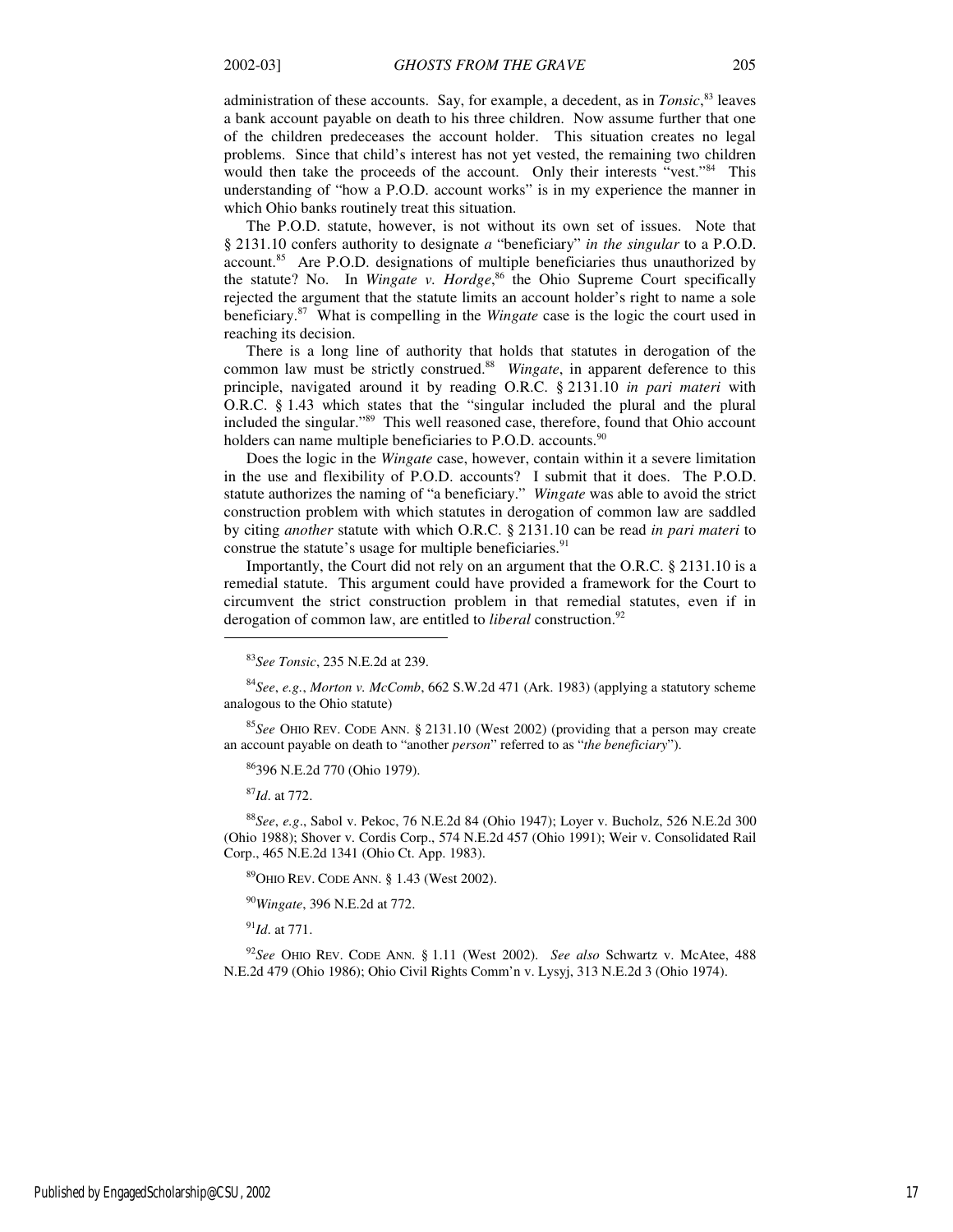administration of these accounts. Say, for example, a decedent, as in *Tonsic*,[83] leaves a bank account payable on death to his three children. Now assume further that one of the children predeceases the account holder. This situation creates no legal problems. Since that child's interest has not yet vested, the remaining two children would then take the proceeds of the account. Only their interests "vest."[84] This understanding of "how a P.O.D. account works" is in my experience the manner in which Ohio banks routinely treat this situation.

The P.O.D. statute, however, is not without its own set of issues. Note that § 2131.10 confers authority to designate *a* "beneficiary" *in the singular* to a P.O.D. account.[85] Are P.O.D. designations of multiple beneficiaries thus unauthorized by the statute? No. In *Wingate v. Hordge*,[86] the Ohio Supreme Court specifically rejected the argument that the statute limits an account holder's right to name a sole beneficiary.[87] What is compelling in the *Wingate* case is the logic the court used in reaching its decision.

There is a long line of authority that holds that statutes in derogation of the common law must be strictly construed.[88] *Wingate*, in apparent deference to this principle, navigated around it by reading O.R.C. § 2131.10 *in pari materi* with O.R.C. § 1.43 which states that the "singular included the plural and the plural included the singular."[89] This well reasoned case, therefore, found that Ohio account holders can name multiple beneficiaries to P.O.D. accounts.[90]

Does the logic in the *Wingate* case, however, contain within it a severe limitation in the use and flexibility of P.O.D. accounts? I submit that it does. The P.O.D. statute authorizes the naming of "a beneficiary." *Wingate* was able to avoid the strict construction problem with which statutes in derogation of common law are saddled by citing *another* statute with which O.R.C. § 2131.10 can be read *in pari materi* to construe the statute's usage for multiple beneficiaries.[91]

Importantly, the Court did not rely on an argument that the O.R.C. § 2131.10 is a remedial statute. This argument could have provided a framework for the Court to circumvent the strict construction problem in that remedial statutes, even if in derogation of common law, are entitled to *liberal* construction.[92]

---

[83]*See Tonsic*, 235 N.E.2d at 239.

[84]*See*, *e.g.*, *Morton v. McComb*, 662 S.W.2d 471 (Ark. 1983) (applying a statutory scheme analogous to the Ohio statute)

[85]*See* OHIO REV. CODE ANN. § 2131.10 (West 2002) (providing that a person may create an account payable on death to "another *person*" referred to as "*the beneficiary*").

[86]396 N.E.2d 770 (Ohio 1979).

[87]*Id*. at 772.

[88]*See*, *e.g*., Sabol v. Pekoc, 76 N.E.2d 84 (Ohio 1947); Loyer v. Bucholz, 526 N.E.2d 300 (Ohio 1988); Shover v. Cordis Corp., 574 N.E.2d 457 (Ohio 1991); Weir v. Consolidated Rail Corp., 465 N.E.2d 1341 (Ohio Ct. App. 1983).

[89]OHIO REV. CODE ANN. § 1.43 (West 2002).

[90]*Wingate*, 396 N.E.2d at 772.

[91]*Id*. at 771.

[92]*See* OHIO REV. CODE ANN. § 1.11 (West 2002). *See also* Schwartz v. McAtee, 488 N.E.2d 479 (Ohio 1986); Ohio Civil Rights Comm'n v. Lysyj, 313 N.E.2d 3 (Ohio 1974).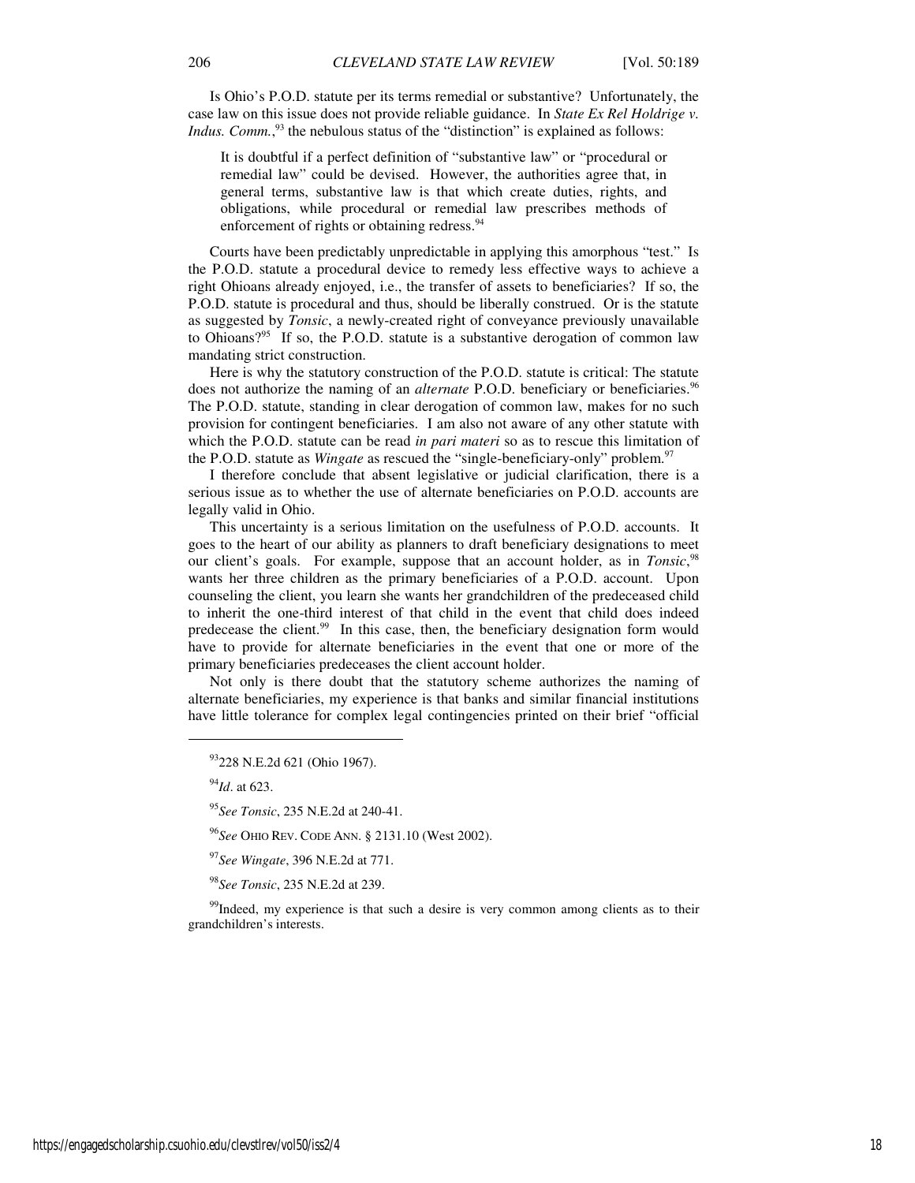Is Ohio's P.O.D. statute per its terms remedial or substantive? Unfortunately, the case law on this issue does not provide reliable guidance. In *State Ex Rel Holdrige v. Indus. Comm.*,[93] the nebulous status of the "distinction" is explained as follows:

> It is doubtful if a perfect definition of "substantive law" or "procedural or remedial law" could be devised. However, the authorities agree that, in general terms, substantive law is that which create duties, rights, and obligations, while procedural or remedial law prescribes methods of enforcement of rights or obtaining redress.[94]

Courts have been predictably unpredictable in applying this amorphous "test." Is the P.O.D. statute a procedural device to remedy less effective ways to achieve a right Ohioans already enjoyed, i.e., the transfer of assets to beneficiaries? If so, the P.O.D. statute is procedural and thus, should be liberally construed. Or is the statute as suggested by *Tonsic*, a newly-created right of conveyance previously unavailable to Ohioans?[95] If so, the P.O.D. statute is a substantive derogation of common law mandating strict construction.

Here is why the statutory construction of the P.O.D. statute is critical: The statute does not authorize the naming of an *alternate* P.O.D. beneficiary or beneficiaries.[96] The P.O.D. statute, standing in clear derogation of common law, makes for no such provision for contingent beneficiaries. I am also not aware of any other statute with which the P.O.D. statute can be read *in pari materi* so as to rescue this limitation of the P.O.D. statute as *Wingate* as rescued the "single-beneficiary-only" problem.[97]

I therefore conclude that absent legislative or judicial clarification, there is a serious issue as to whether the use of alternate beneficiaries on P.O.D. accounts are legally valid in Ohio.

This uncertainty is a serious limitation on the usefulness of P.O.D. accounts. It goes to the heart of our ability as planners to draft beneficiary designations to meet our client's goals. For example, suppose that an account holder, as in *Tonsic*,[98] wants her three children as the primary beneficiaries of a P.O.D. account. Upon counseling the client, you learn she wants her grandchildren of the predeceased child to inherit the one-third interest of that child in the event that child does indeed predecease the client.[99] In this case, then, the beneficiary designation form would have to provide for alternate beneficiaries in the event that one or more of the primary beneficiaries predeceases the client account holder.

Not only is there doubt that the statutory scheme authorizes the naming of alternate beneficiaries, my experience is that banks and similar financial institutions have little tolerance for complex legal contingencies printed on their brief "official

---

[93] 228 N.E.2d 621 (Ohio 1967).

[94] *Id*. at 623.

[95] *See Tonsic*, 235 N.E.2d at 240-41.

[96] *See* OHIO REV. CODE ANN. § 2131.10 (West 2002).

[97] *See Wingate*, 396 N.E.2d at 771.

[98] *See Tonsic*, 235 N.E.2d at 239.

[99] Indeed, my experience is that such a desire is very common among clients as to their grandchildren's interests.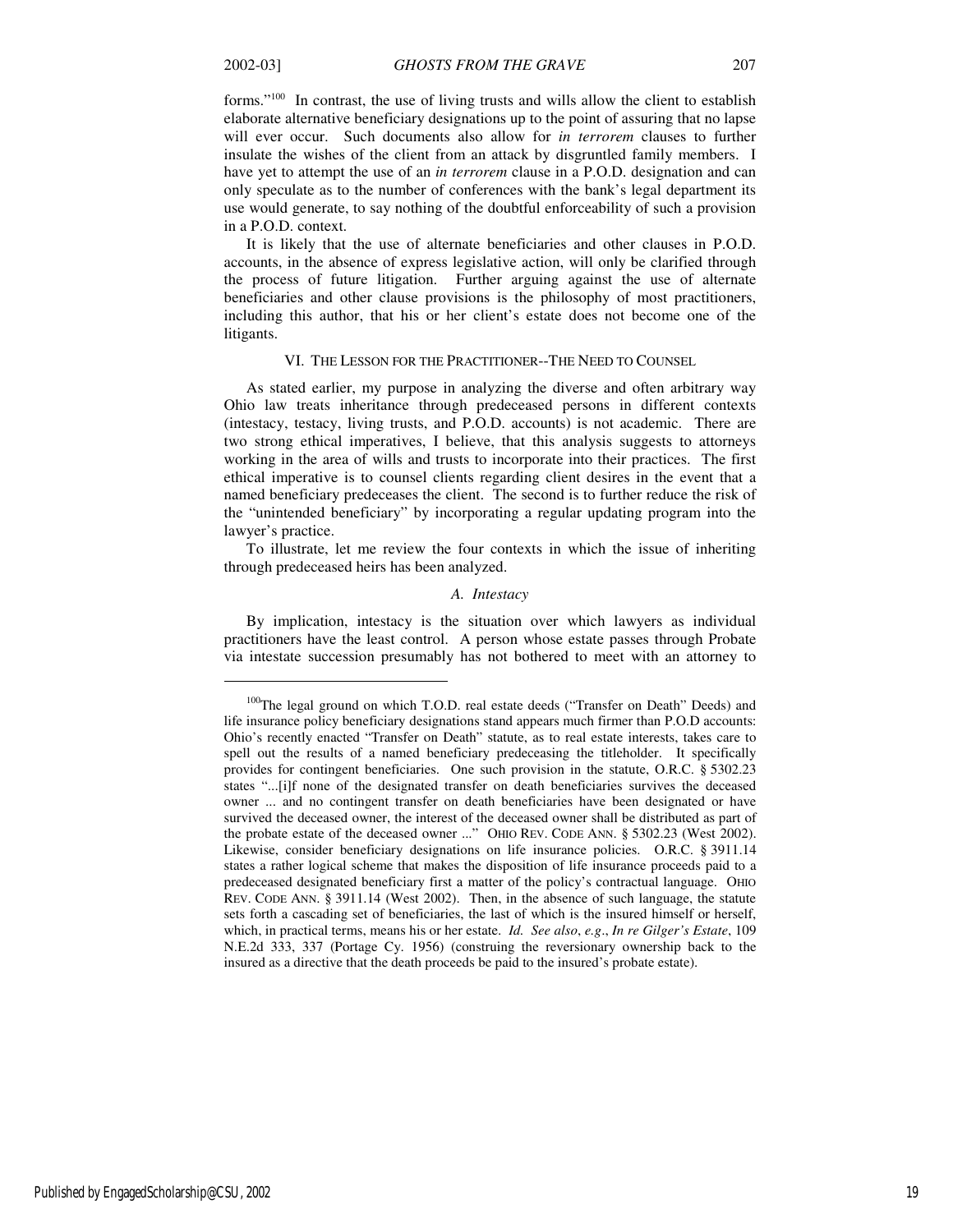forms."[100] In contrast, the use of living trusts and wills allow the client to establish elaborate alternative beneficiary designations up to the point of assuring that no lapse will ever occur. Such documents also allow for *in terrorem* clauses to further insulate the wishes of the client from an attack by disgruntled family members. I have yet to attempt the use of an *in terrorem* clause in a P.O.D. designation and can only speculate as to the number of conferences with the bank's legal department its use would generate, to say nothing of the doubtful enforceability of such a provision in a P.O.D. context.

It is likely that the use of alternate beneficiaries and other clauses in P.O.D. accounts, in the absence of express legislative action, will only be clarified through the process of future litigation. Further arguing against the use of alternate beneficiaries and other clause provisions is the philosophy of most practitioners, including this author, that his or her client's estate does not become one of the litigants.

## VI. THE LESSON FOR THE PRACTITIONER--THE NEED TO COUNSEL

As stated earlier, my purpose in analyzing the diverse and often arbitrary way Ohio law treats inheritance through predeceased persons in different contexts (intestacy, testacy, living trusts, and P.O.D. accounts) is not academic. There are two strong ethical imperatives, I believe, that this analysis suggests to attorneys working in the area of wills and trusts to incorporate into their practices. The first ethical imperative is to counsel clients regarding client desires in the event that a named beneficiary predeceases the client. The second is to further reduce the risk of the "unintended beneficiary" by incorporating a regular updating program into the lawyer's practice.

To illustrate, let me review the four contexts in which the issue of inheriting through predeceased heirs has been analyzed.

### *A. Intestacy*

By implication, intestacy is the situation over which lawyers as individual practitioners have the least control. A person whose estate passes through Probate via intestate succession presumably has not bothered to meet with an attorney to

---

[100]The legal ground on which T.O.D. real estate deeds ("Transfer on Death" Deeds) and life insurance policy beneficiary designations stand appears much firmer than P.O.D accounts: Ohio's recently enacted "Transfer on Death" statute, as to real estate interests, takes care to spell out the results of a named beneficiary predeceasing the titleholder. It specifically provides for contingent beneficiaries. One such provision in the statute, O.R.C. § 5302.23 states "...[i]f none of the designated transfer on death beneficiaries survives the deceased owner ... and no contingent transfer on death beneficiaries have been designated or have survived the deceased owner, the interest of the deceased owner shall be distributed as part of the probate estate of the deceased owner ..." OHIO REV. CODE ANN. § 5302.23 (West 2002). Likewise, consider beneficiary designations on life insurance policies. O.R.C. § 3911.14 states a rather logical scheme that makes the disposition of life insurance proceeds paid to a predeceased designated beneficiary first a matter of the policy's contractual language. OHIO REV. CODE ANN. § 3911.14 (West 2002). Then, in the absence of such language, the statute sets forth a cascading set of beneficiaries, the last of which is the insured himself or herself, which, in practical terms, means his or her estate. *Id. See also*, *e.g*., *In re Gilger's Estate*, 109 N.E.2d 333, 337 (Portage Cy. 1956) (construing the reversionary ownership back to the insured as a directive that the death proceeds be paid to the insured's probate estate).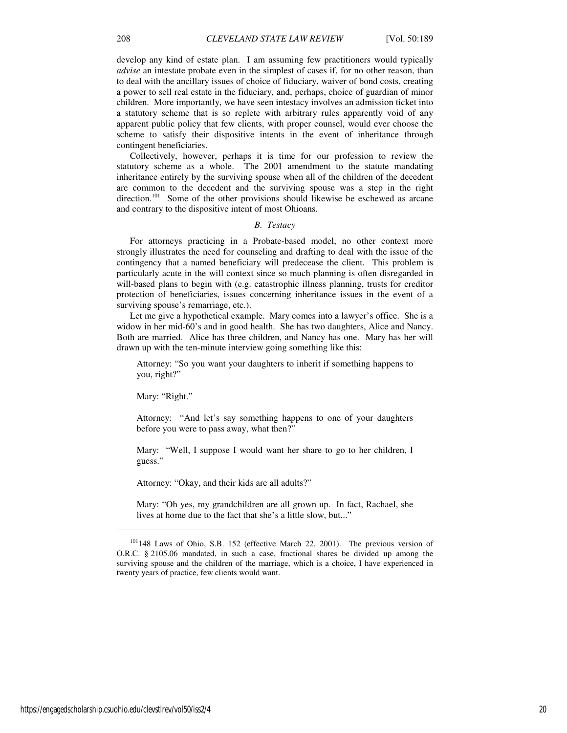develop any kind of estate plan. I am assuming few practitioners would typically *advise* an intestate probate even in the simplest of cases if, for no other reason, than to deal with the ancillary issues of choice of fiduciary, waiver of bond costs, creating a power to sell real estate in the fiduciary, and, perhaps, choice of guardian of minor children. More importantly, we have seen intestacy involves an admission ticket into a statutory scheme that is so replete with arbitrary rules apparently void of any apparent public policy that few clients, with proper counsel, would ever choose the scheme to satisfy their dispositive intents in the event of inheritance through contingent beneficiaries.

Collectively, however, perhaps it is time for our profession to review the statutory scheme as a whole. The 2001 amendment to the statute mandating inheritance entirely by the surviving spouse when all of the children of the decedent are common to the decedent and the surviving spouse was a step in the right direction.[101] Some of the other provisions should likewise be eschewed as arcane and contrary to the dispositive intent of most Ohioans.

### *B. Testacy*

For attorneys practicing in a Probate-based model, no other context more strongly illustrates the need for counseling and drafting to deal with the issue of the contingency that a named beneficiary will predecease the client. This problem is particularly acute in the will context since so much planning is often disregarded in will-based plans to begin with (e.g. catastrophic illness planning, trusts for creditor protection of beneficiaries, issues concerning inheritance issues in the event of a surviving spouse's remarriage, etc.).

Let me give a hypothetical example. Mary comes into a lawyer's office. She is a widow in her mid-60's and in good health. She has two daughters, Alice and Nancy. Both are married. Alice has three children, and Nancy has one. Mary has her will drawn up with the ten-minute interview going something like this:

> Attorney: "So you want your daughters to inherit if something happens to you, right?"
>
> Mary: "Right."
>
> Attorney: "And let's say something happens to one of your daughters before you were to pass away, what then?"
>
> Mary: "Well, I suppose I would want her share to go to her children, I guess."
>
> Attorney: "Okay, and their kids are all adults?"
>
> Mary: "Oh yes, my grandchildren are all grown up. In fact, Rachael, she lives at home due to the fact that she's a little slow, but..."

---

[101] 148 Laws of Ohio, S.B. 152 (effective March 22, 2001). The previous version of O.R.C. § 2105.06 mandated, in such a case, fractional shares be divided up among the surviving spouse and the children of the marriage, which is a choice, I have experienced in twenty years of practice, few clients would want.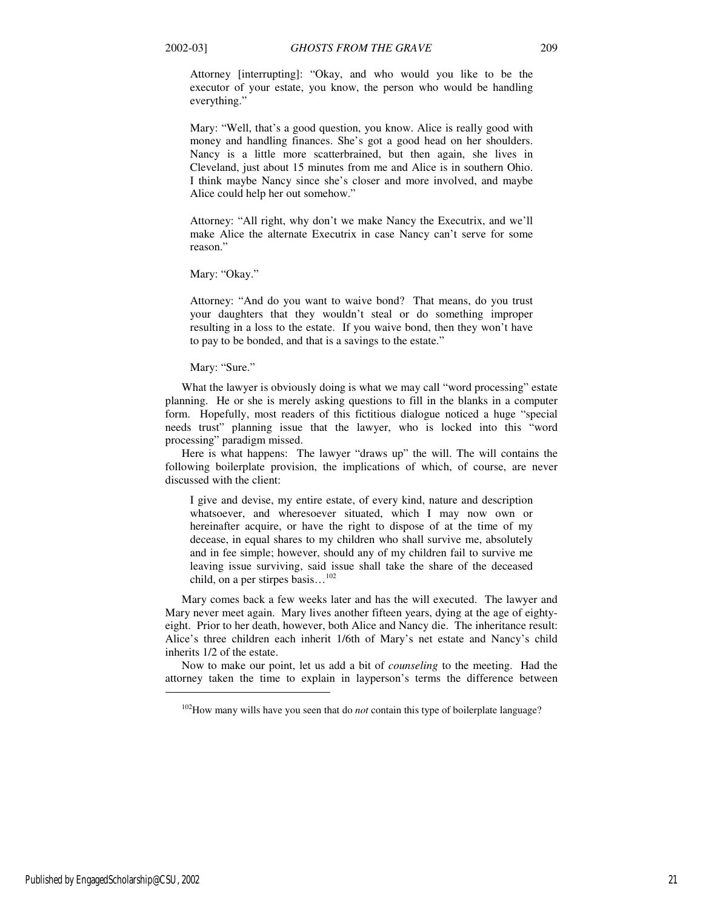Attorney [interrupting]: "Okay, and who would you like to be the executor of your estate, you know, the person who would be handling everything."

Mary: "Well, that's a good question, you know. Alice is really good with money and handling finances. She's got a good head on her shoulders. Nancy is a little more scatterbrained, but then again, she lives in Cleveland, just about 15 minutes from me and Alice is in southern Ohio. I think maybe Nancy since she's closer and more involved, and maybe Alice could help her out somehow."

Attorney: "All right, why don't we make Nancy the Executrix, and we'll make Alice the alternate Executrix in case Nancy can't serve for some reason."

Mary: "Okay."

Attorney: "And do you want to waive bond? That means, do you trust your daughters that they wouldn't steal or do something improper resulting in a loss to the estate. If you waive bond, then they won't have to pay to be bonded, and that is a savings to the estate."

Mary: "Sure."

What the lawyer is obviously doing is what we may call "word processing" estate planning. He or she is merely asking questions to fill in the blanks in a computer form. Hopefully, most readers of this fictitious dialogue noticed a huge "special needs trust" planning issue that the lawyer, who is locked into this "word processing" paradigm missed.

Here is what happens: The lawyer "draws up" the will. The will contains the following boilerplate provision, the implications of which, of course, are never discussed with the client:

> I give and devise, my entire estate, of every kind, nature and description whatsoever, and wheresoever situated, which I may now own or hereinafter acquire, or have the right to dispose of at the time of my decease, in equal shares to my children who shall survive me, absolutely and in fee simple; however, should any of my children fail to survive me leaving issue surviving, said issue shall take the share of the deceased child, on a per stirpes basis…[102]

Mary comes back a few weeks later and has the will executed. The lawyer and Mary never meet again. Mary lives another fifteen years, dying at the age of eighty-eight. Prior to her death, however, both Alice and Nancy die. The inheritance result: Alice's three children each inherit 1/6th of Mary's net estate and Nancy's child inherits 1/2 of the estate.

Now to make our point, let us add a bit of *counseling* to the meeting. Had the attorney taken the time to explain in layperson's terms the difference between

---

[102] How many wills have you seen that do *not* contain this type of boilerplate language?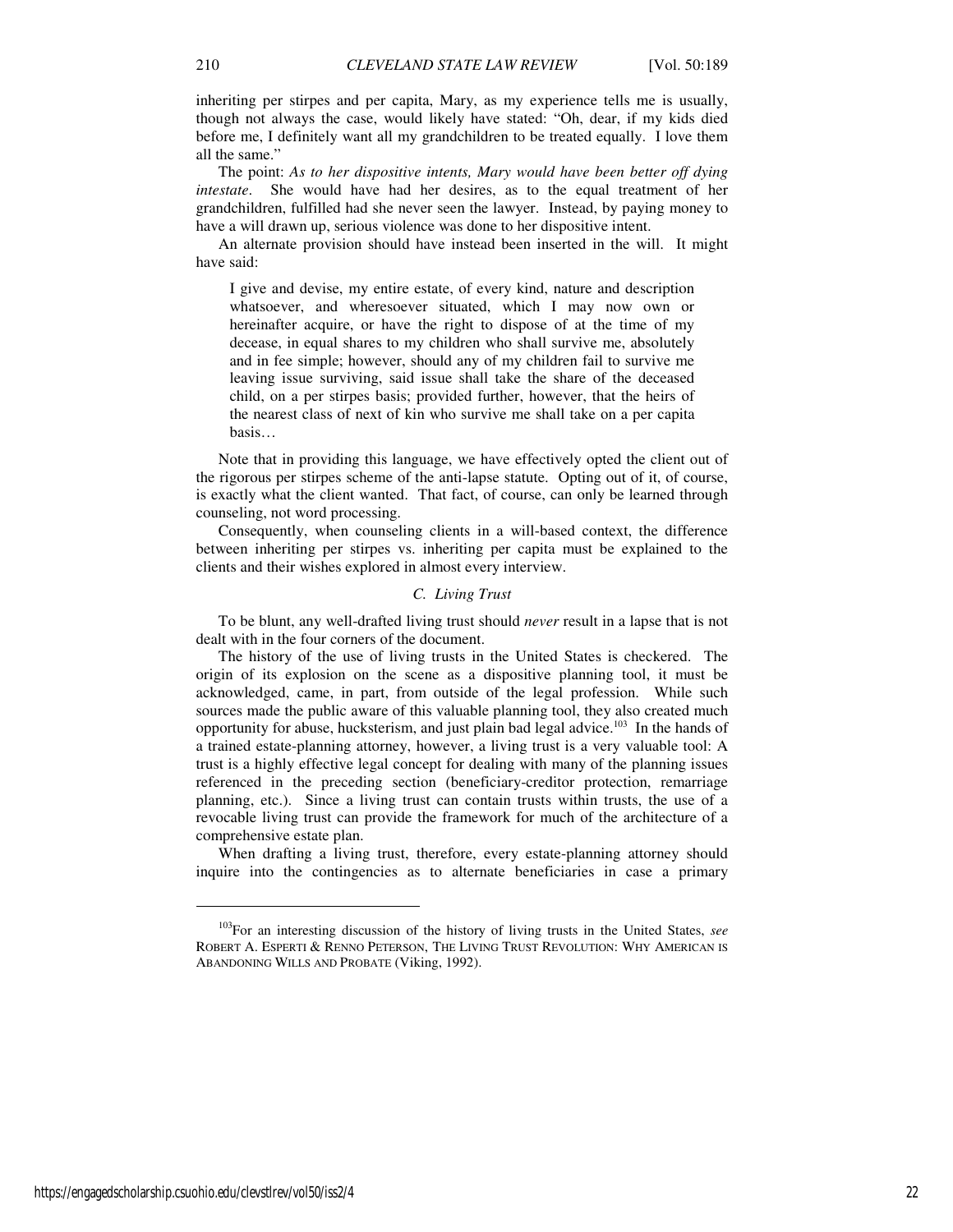inheriting per stirpes and per capita, Mary, as my experience tells me is usually, though not always the case, would likely have stated: "Oh, dear, if my kids died before me, I definitely want all my grandchildren to be treated equally. I love them all the same."

The point: *As to her dispositive intents, Mary would have been better off dying intestate*. She would have had her desires, as to the equal treatment of her grandchildren, fulfilled had she never seen the lawyer. Instead, by paying money to have a will drawn up, serious violence was done to her dispositive intent.

An alternate provision should have instead been inserted in the will. It might have said:

> I give and devise, my entire estate, of every kind, nature and description whatsoever, and wheresoever situated, which I may now own or hereinafter acquire, or have the right to dispose of at the time of my decease, in equal shares to my children who shall survive me, absolutely and in fee simple; however, should any of my children fail to survive me leaving issue surviving, said issue shall take the share of the deceased child, on a per stirpes basis; provided further, however, that the heirs of the nearest class of next of kin who survive me shall take on a per capita basis…

Note that in providing this language, we have effectively opted the client out of the rigorous per stirpes scheme of the anti-lapse statute. Opting out of it, of course, is exactly what the client wanted. That fact, of course, can only be learned through counseling, not word processing.

Consequently, when counseling clients in a will-based context, the difference between inheriting per stirpes vs. inheriting per capita must be explained to the clients and their wishes explored in almost every interview.

### *C. Living Trust*

To be blunt, any well-drafted living trust should *never* result in a lapse that is not dealt with in the four corners of the document.

The history of the use of living trusts in the United States is checkered. The origin of its explosion on the scene as a dispositive planning tool, it must be acknowledged, came, in part, from outside of the legal profession. While such sources made the public aware of this valuable planning tool, they also created much opportunity for abuse, hucksterism, and just plain bad legal advice.[103] In the hands of a trained estate-planning attorney, however, a living trust is a very valuable tool: A trust is a highly effective legal concept for dealing with many of the planning issues referenced in the preceding section (beneficiary-creditor protection, remarriage planning, etc.). Since a living trust can contain trusts within trusts, the use of a revocable living trust can provide the framework for much of the architecture of a comprehensive estate plan.

When drafting a living trust, therefore, every estate-planning attorney should inquire into the contingencies as to alternate beneficiaries in case a primary

---

[103] For an interesting discussion of the history of living trusts in the United States, *see* ROBERT A. ESPERTI & RENNO PETERSON, THE LIVING TRUST REVOLUTION: WHY AMERICAN IS ABANDONING WILLS AND PROBATE (Viking, 1992).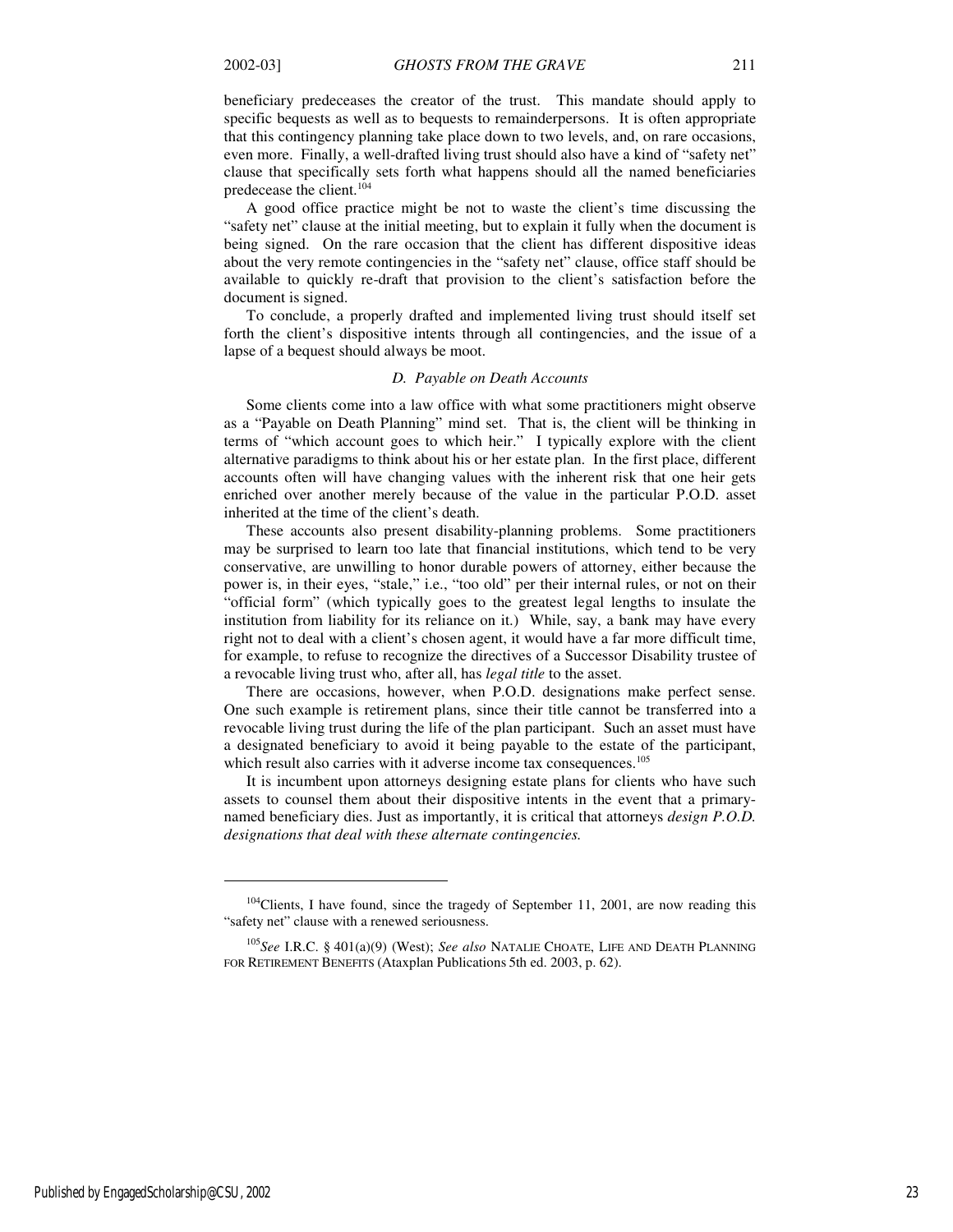beneficiary predeceases the creator of the trust. This mandate should apply to specific bequests as well as to bequests to remainderpersons. It is often appropriate that this contingency planning take place down to two levels, and, on rare occasions, even more. Finally, a well-drafted living trust should also have a kind of "safety net" clause that specifically sets forth what happens should all the named beneficiaries predecease the client.[104]

A good office practice might be not to waste the client's time discussing the "safety net" clause at the initial meeting, but to explain it fully when the document is being signed. On the rare occasion that the client has different dispositive ideas about the very remote contingencies in the "safety net" clause, office staff should be available to quickly re-draft that provision to the client's satisfaction before the document is signed.

To conclude, a properly drafted and implemented living trust should itself set forth the client's dispositive intents through all contingencies, and the issue of a lapse of a bequest should always be moot.

### *D. Payable on Death Accounts*

Some clients come into a law office with what some practitioners might observe as a "Payable on Death Planning" mind set. That is, the client will be thinking in terms of "which account goes to which heir." I typically explore with the client alternative paradigms to think about his or her estate plan. In the first place, different accounts often will have changing values with the inherent risk that one heir gets enriched over another merely because of the value in the particular P.O.D. asset inherited at the time of the client's death.

These accounts also present disability-planning problems. Some practitioners may be surprised to learn too late that financial institutions, which tend to be very conservative, are unwilling to honor durable powers of attorney, either because the power is, in their eyes, "stale," i.e., "too old" per their internal rules, or not on their "official form" (which typically goes to the greatest legal lengths to insulate the institution from liability for its reliance on it.) While, say, a bank may have every right not to deal with a client's chosen agent, it would have a far more difficult time, for example, to refuse to recognize the directives of a Successor Disability trustee of a revocable living trust who, after all, has *legal title* to the asset.

There are occasions, however, when P.O.D. designations make perfect sense. One such example is retirement plans, since their title cannot be transferred into a revocable living trust during the life of the plan participant. Such an asset must have a designated beneficiary to avoid it being payable to the estate of the participant, which result also carries with it adverse income tax consequences.[105]

It is incumbent upon attorneys designing estate plans for clients who have such assets to counsel them about their dispositive intents in the event that a primary-named beneficiary dies. Just as importantly, it is critical that attorneys *design P.O.D. designations that deal with these alternate contingencies.*

---

[104] Clients, I have found, since the tragedy of September 11, 2001, are now reading this "safety net" clause with a renewed seriousness.

[105] *See* I.R.C. § 401(a)(9) (West); *See also* NATALIE CHOATE, LIFE AND DEATH PLANNING FOR RETIREMENT BENEFITS (Ataxplan Publications 5th ed. 2003, p. 62).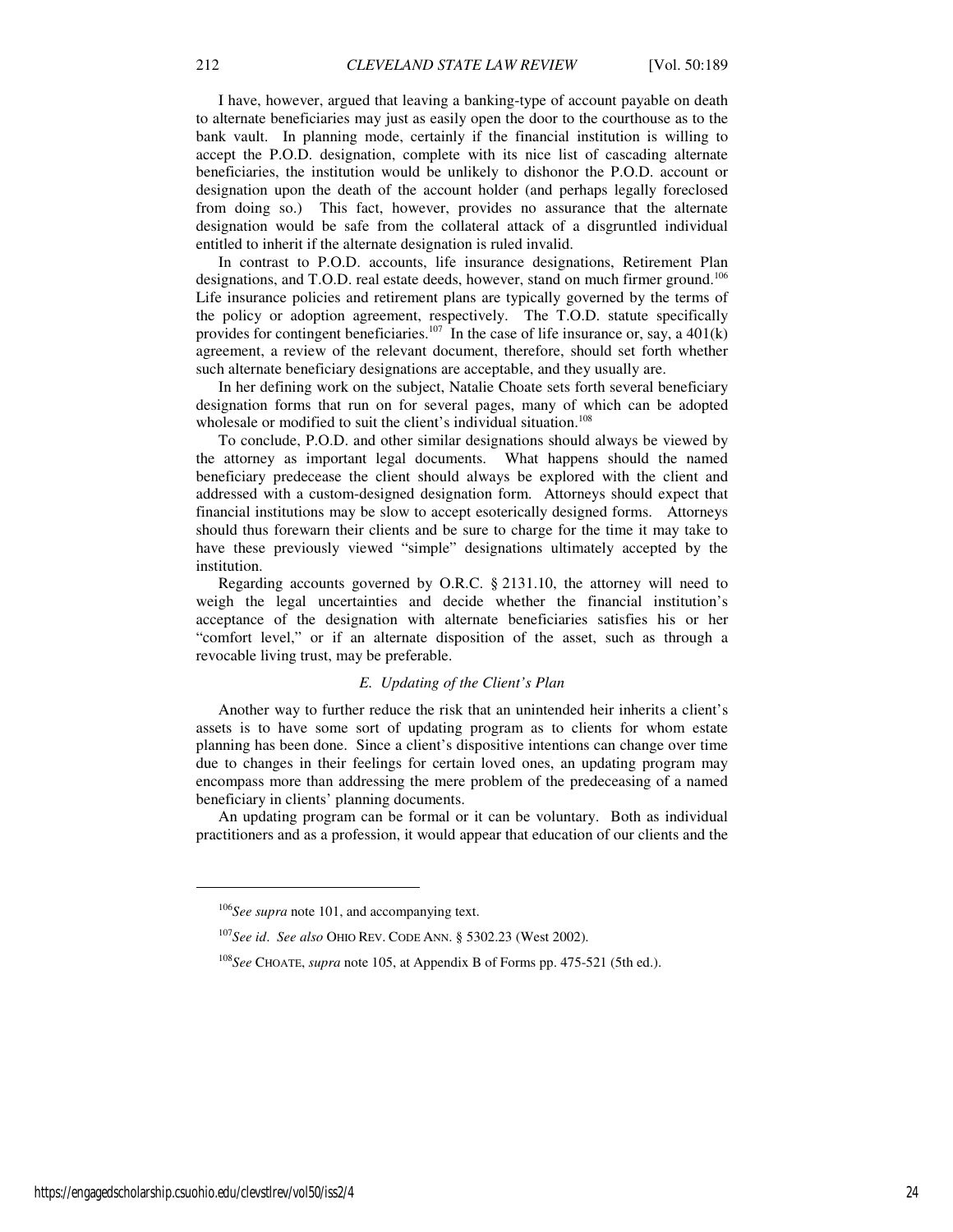I have, however, argued that leaving a banking-type of account payable on death to alternate beneficiaries may just as easily open the door to the courthouse as to the bank vault. In planning mode, certainly if the financial institution is willing to accept the P.O.D. designation, complete with its nice list of cascading alternate beneficiaries, the institution would be unlikely to dishonor the P.O.D. account or designation upon the death of the account holder (and perhaps legally foreclosed from doing so.) This fact, however, provides no assurance that the alternate designation would be safe from the collateral attack of a disgruntled individual entitled to inherit if the alternate designation is ruled invalid.

In contrast to P.O.D. accounts, life insurance designations, Retirement Plan designations, and T.O.D. real estate deeds, however, stand on much firmer ground.[106] Life insurance policies and retirement plans are typically governed by the terms of the policy or adoption agreement, respectively. The T.O.D. statute specifically provides for contingent beneficiaries.[107] In the case of life insurance or, say, a 401(k) agreement, a review of the relevant document, therefore, should set forth whether such alternate beneficiary designations are acceptable, and they usually are.

In her defining work on the subject, Natalie Choate sets forth several beneficiary designation forms that run on for several pages, many of which can be adopted wholesale or modified to suit the client's individual situation.[108]

To conclude, P.O.D. and other similar designations should always be viewed by the attorney as important legal documents. What happens should the named beneficiary predecease the client should always be explored with the client and addressed with a custom-designed designation form. Attorneys should expect that financial institutions may be slow to accept esoterically designed forms. Attorneys should thus forewarn their clients and be sure to charge for the time it may take to have these previously viewed "simple" designations ultimately accepted by the institution.

Regarding accounts governed by O.R.C. § 2131.10, the attorney will need to weigh the legal uncertainties and decide whether the financial institution's acceptance of the designation with alternate beneficiaries satisfies his or her "comfort level," or if an alternate disposition of the asset, such as through a revocable living trust, may be preferable.

### *E. Updating of the Client's Plan*

Another way to further reduce the risk that an unintended heir inherits a client's assets is to have some sort of updating program as to clients for whom estate planning has been done. Since a client's dispositive intentions can change over time due to changes in their feelings for certain loved ones, an updating program may encompass more than addressing the mere problem of the predeceasing of a named beneficiary in clients' planning documents.

An updating program can be formal or it can be voluntary. Both as individual practitioners and as a profession, it would appear that education of our clients and the

---

[106] *See supra* note 101, and accompanying text.

[107] *See id*. *See also* OHIO REV. CODE ANN. § 5302.23 (West 2002).

[108] *See* CHOATE, *supra* note 105, at Appendix B of Forms pp. 475-521 (5th ed.).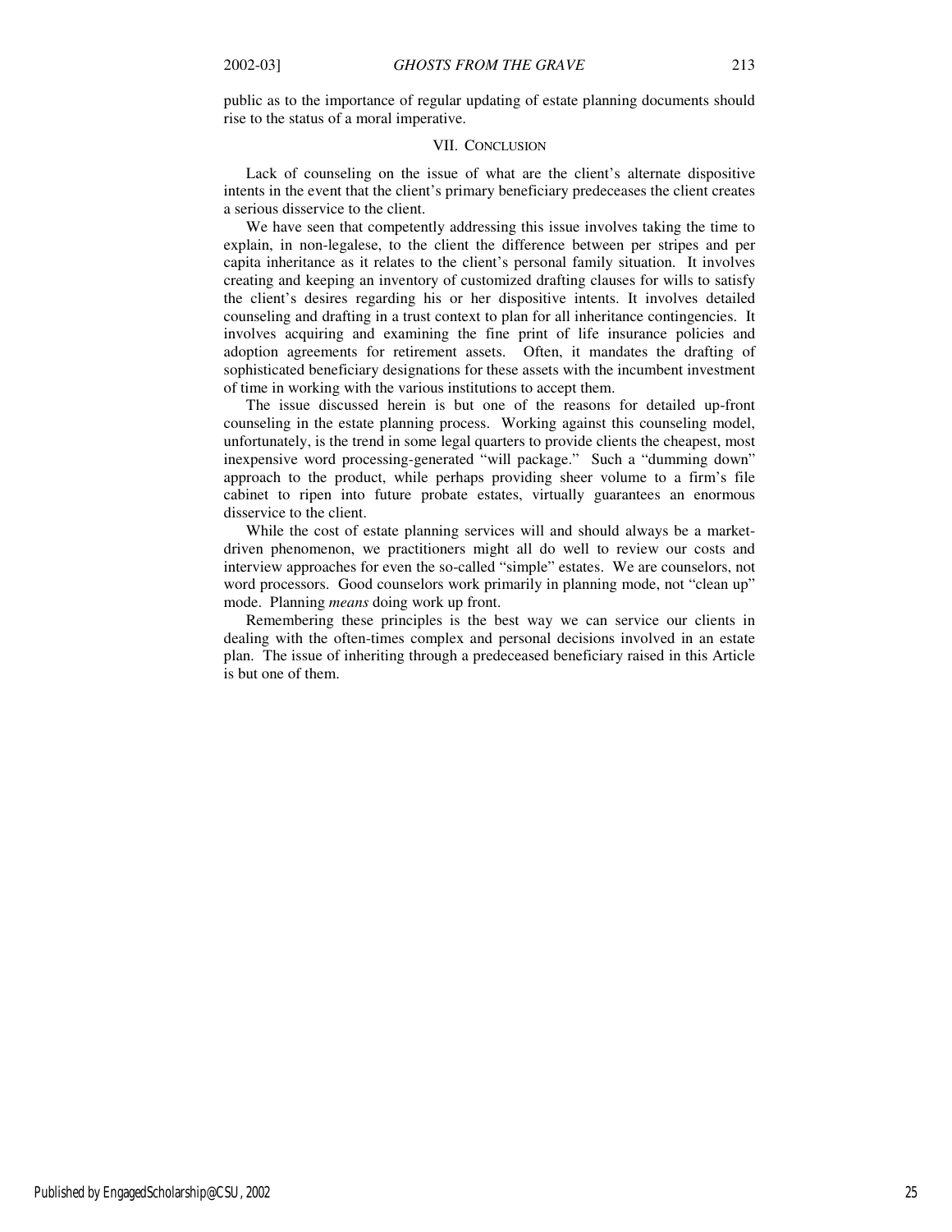public as to the importance of regular updating of estate planning documents should rise to the status of a moral imperative.

## VII. Conclusion

Lack of counseling on the issue of what are the client's alternate dispositive intents in the event that the client's primary beneficiary predeceases the client creates a serious disservice to the client.

We have seen that competently addressing this issue involves taking the time to explain, in non-legalese, to the client the difference between per stripes and per capita inheritance as it relates to the client's personal family situation. It involves creating and keeping an inventory of customized drafting clauses for wills to satisfy the client's desires regarding his or her dispositive intents. It involves detailed counseling and drafting in a trust context to plan for all inheritance contingencies. It involves acquiring and examining the fine print of life insurance policies and adoption agreements for retirement assets. Often, it mandates the drafting of sophisticated beneficiary designations for these assets with the incumbent investment of time in working with the various institutions to accept them.

The issue discussed herein is but one of the reasons for detailed up-front counseling in the estate planning process. Working against this counseling model, unfortunately, is the trend in some legal quarters to provide clients the cheapest, most inexpensive word processing-generated "will package." Such a "dumming down" approach to the product, while perhaps providing sheer volume to a firm's file cabinet to ripen into future probate estates, virtually guarantees an enormous disservice to the client.

While the cost of estate planning services will and should always be a market-driven phenomenon, we practitioners might all do well to review our costs and interview approaches for even the so-called "simple" estates. We are counselors, not word processors. Good counselors work primarily in planning mode, not "clean up" mode. Planning *means* doing work up front.

Remembering these principles is the best way we can service our clients in dealing with the often-times complex and personal decisions involved in an estate plan. The issue of inheriting through a predeceased beneficiary raised in this Article is but one of them.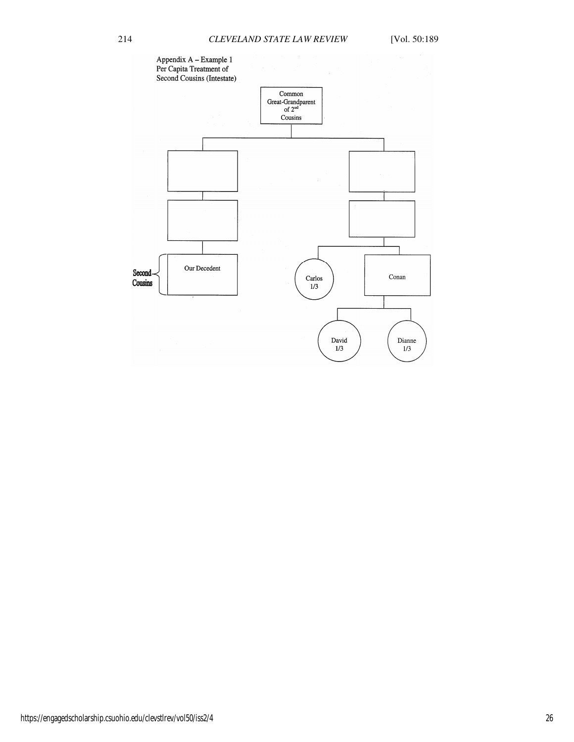Appendix A – Example 1
Per Capita Treatment of
Second Cousins (Intestate)

Common Great-Grandparent of 2nd Cousins

Second Cousins

Our Decedent

Carlos 1/3

Conan

David 1/3

Dianne 1/3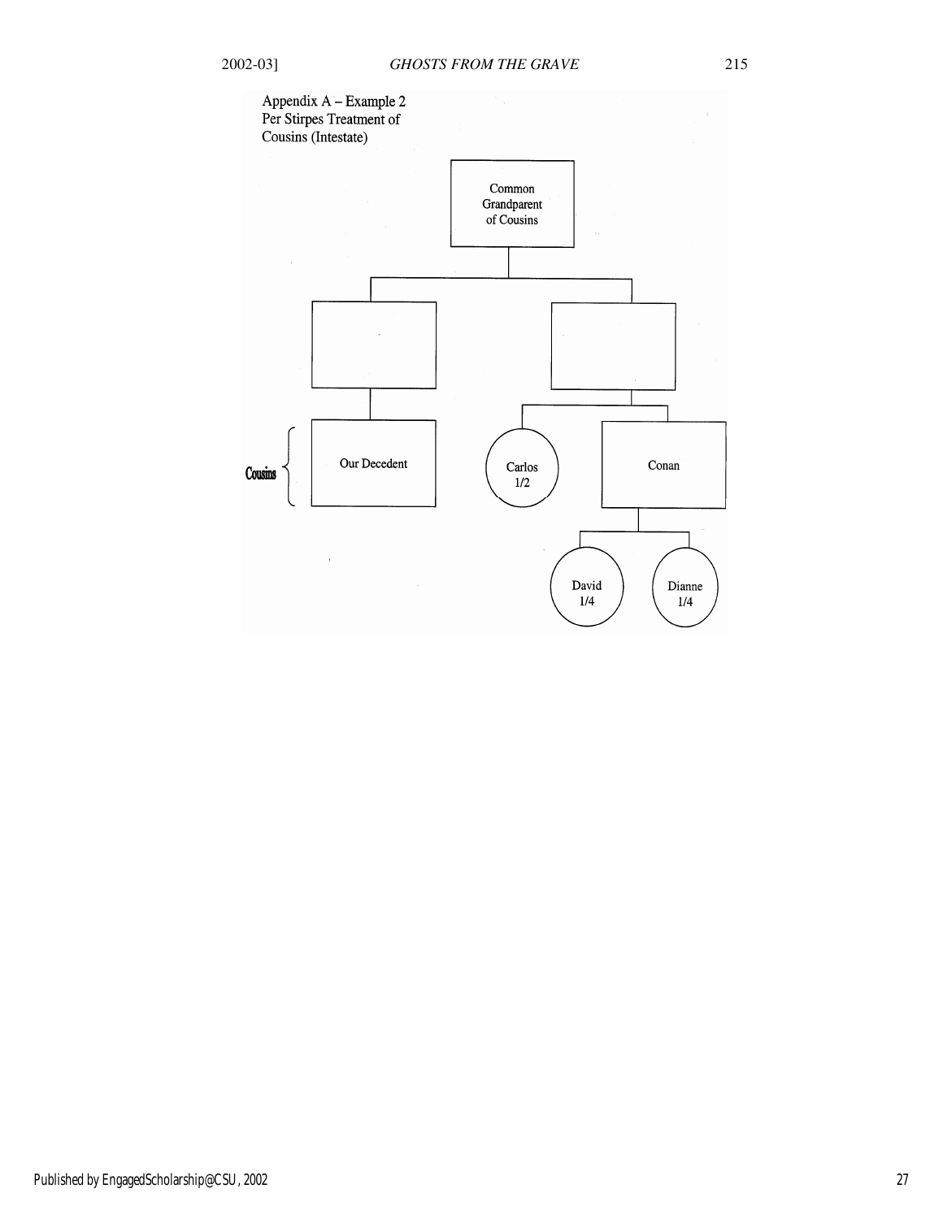Appendix A – Example 2
Per Stirpes Treatment of
Cousins (Intestate)

Common Grandparent of Cousins

Cousins

Our Decedent

Carlos 1/2

Conan

David 1/4

Dianne 1/4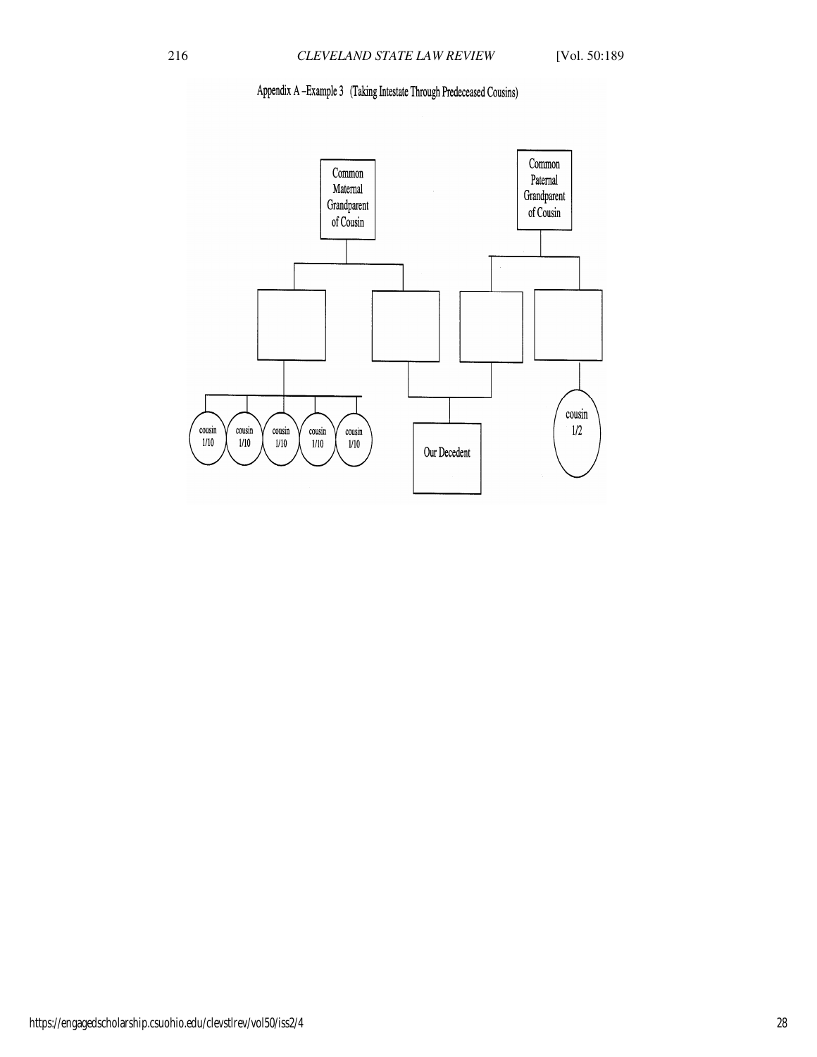Appendix A –Example 3 (Taking Intestate Through Predeceased Cousins)

Common Maternal Grandparent of Cousin

Common Paternal Grandparent of Cousin

cousin 1/10

cousin 1/10

cousin 1/10

cousin 1/10

cousin 1/10

Our Decedent

cousin 1/2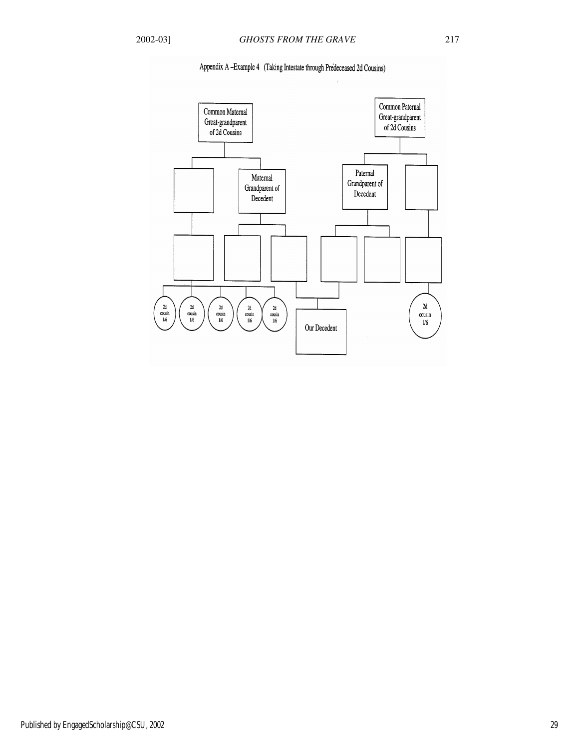Appendix A –Example 4 (Taking Intestate through Predeceased 2d Cousins)

Common Maternal Great-grandparent of 2d Cousins

Common Paternal Great-grandparent of 2d Cousins

Maternal Grandparent of Decedent

Paternal Grandparent of Decedent

2d cousin 1/6

2d cousin 1/6

2d cousin 1/6

2d cousin 1/6

2d cousin 1/6

Our Decedent

2d cousin 1/6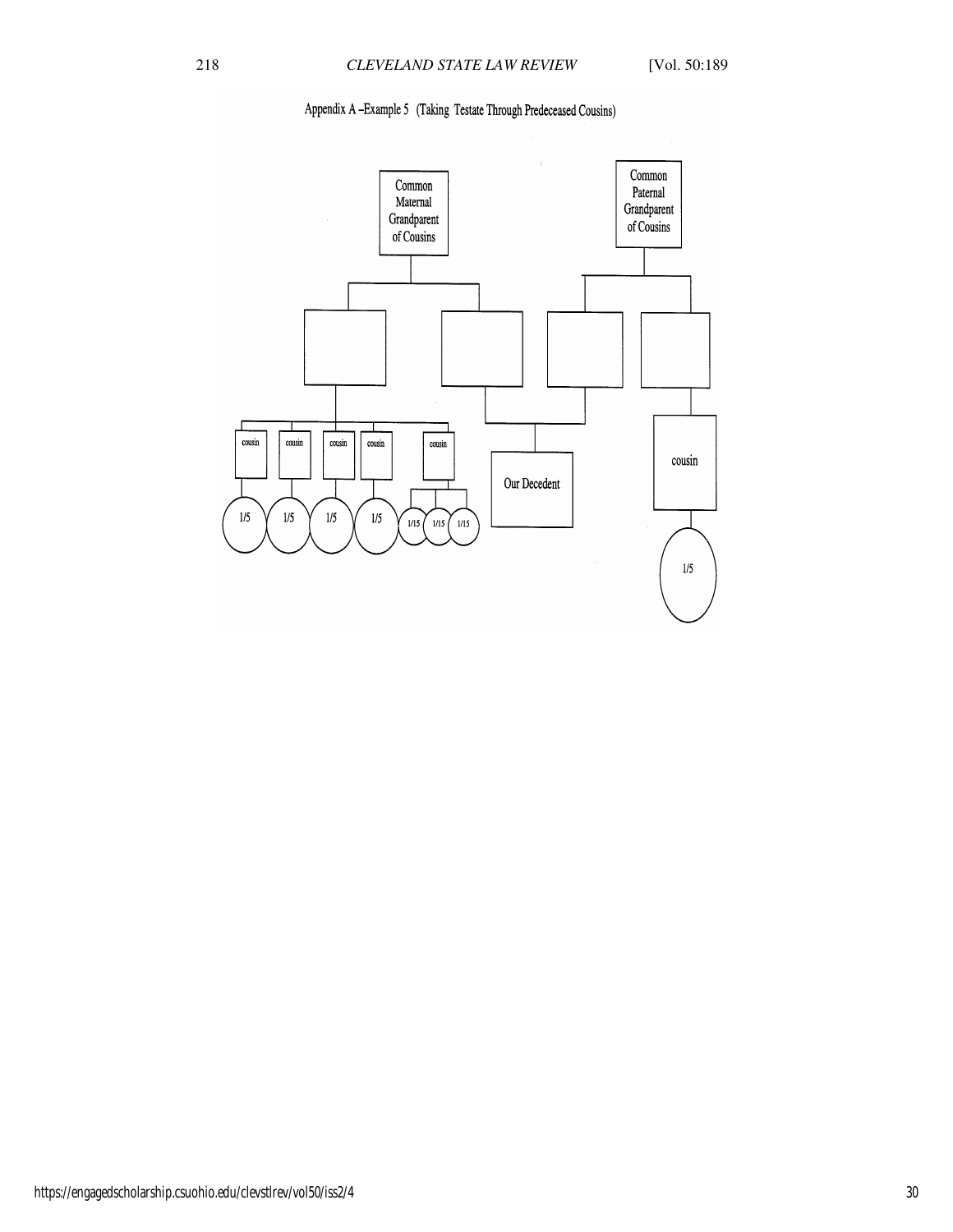Appendix A –Example 5 (Taking Testate Through Predeceased Cousins)

Common Maternal Grandparent of Cousins

Common Paternal Grandparent of Cousins

cousin

cousin

cousin

cousin

cousin

Our Decedent

cousin

1/5

1/5

1/5

1/5

1/15

1/15

1/15

1/5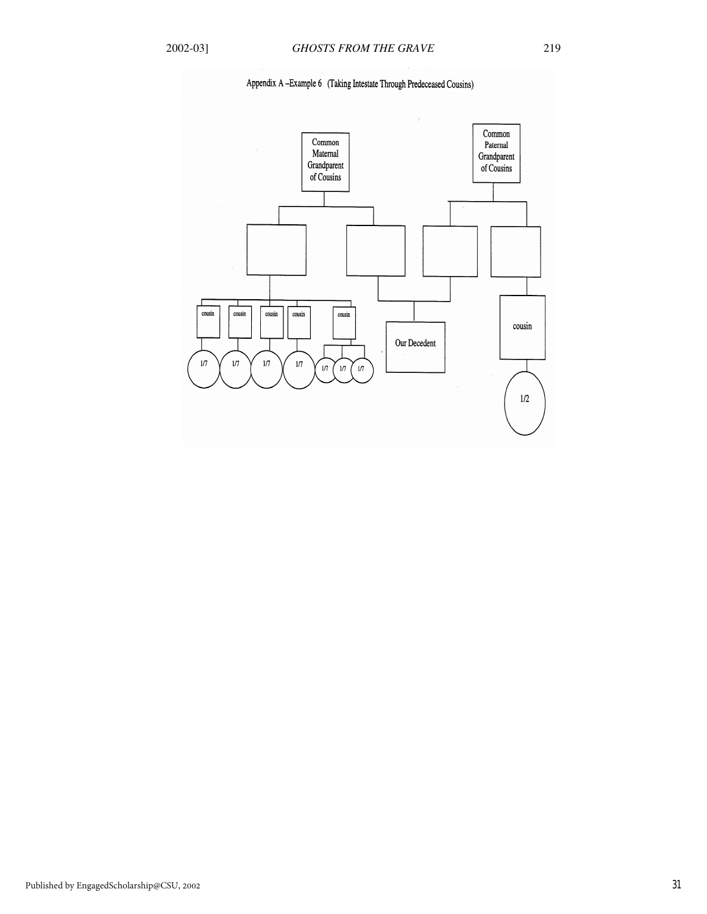Appendix A –Example 6 (Taking Intestate Through Predeceased Cousins)

Common Maternal Grandparent of Cousins

Common Paternal Grandparent of Cousins

cousin

cousin

cousin

cousin

cousin

Our Decedent

cousin

1/7

1/7

1/7

1/7

1/7

1/7

1/7

1/2